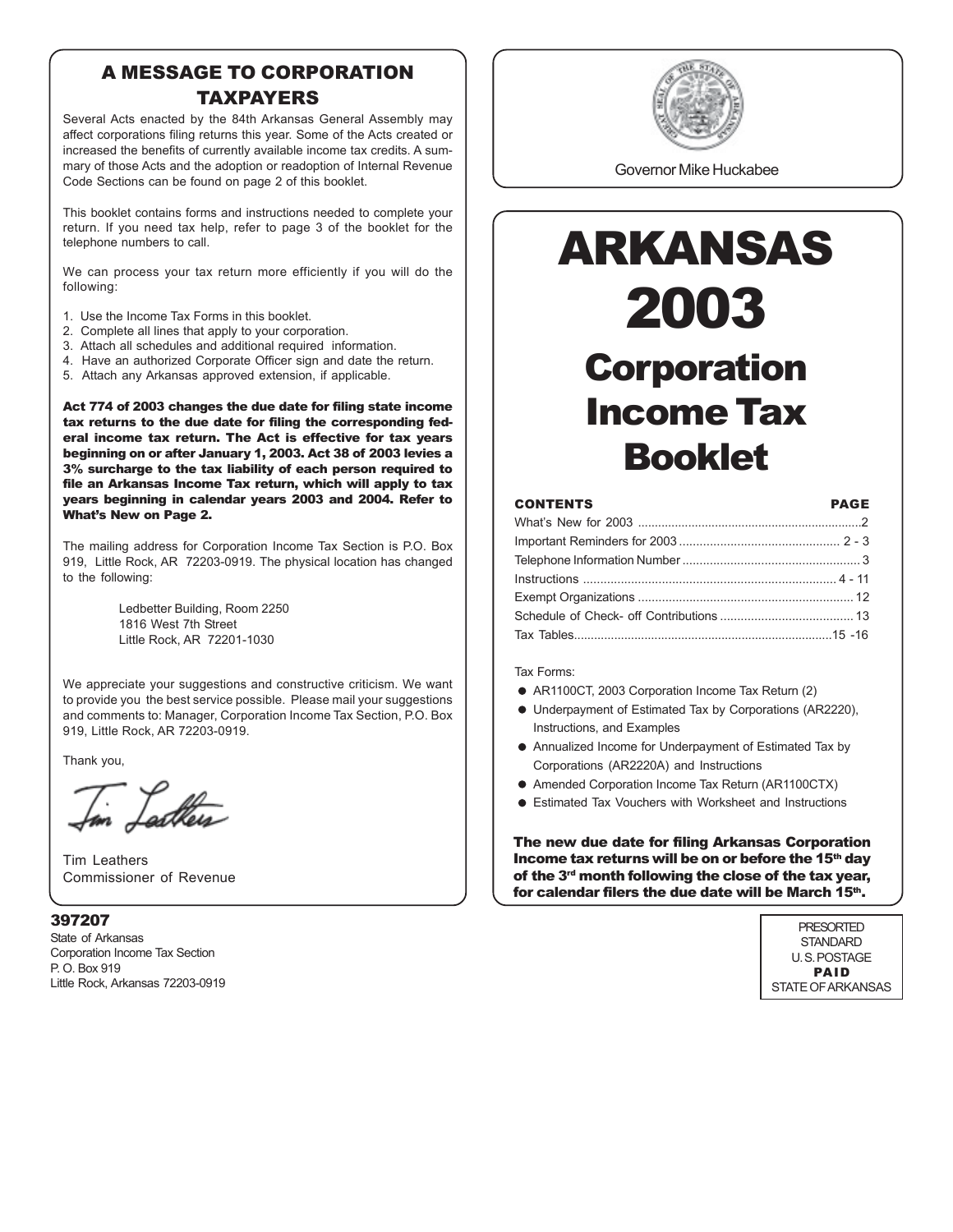## A MESSAGE TO CORPORATION TAXPAYERS

Several Acts enacted by the 84th Arkansas General Assembly may affect corporations filing returns this year. Some of the Acts created or increased the benefits of currently available income tax credits. A summary of those Acts and the adoption or readoption of Internal Revenue Code Sections can be found on page 2 of this booklet.

This booklet contains forms and instructions needed to complete your return. If you need tax help, refer to page 3 of the booklet for the telephone numbers to call.

We can process your tax return more efficiently if you will do the following:

1. Use the Income Tax Forms in this booklet.
2. Complete all lines that apply to your corporation.
3. Attach all schedules and additional required information.
4. Have an authorized Corporate Officer sign and date the return.
5. Attach any Arkansas approved extension, if applicable.

**Act 774 of 2003 changes the due date for filing state income tax returns to the due date for filing the corresponding federal income tax return. The Act is effective for tax years beginning on or after January 1, 2003. Act 38 of 2003 levies a 3% surcharge to the tax liability of each person required to file an Arkansas Income Tax return, which will apply to tax years beginning in calendar years 2003 and 2004. Refer to What's New on Page 2.**

The mailing address for Corporation Income Tax Section is P.O. Box 919, Little Rock, AR 72203-0919. The physical location has changed to the following:

Ledbetter Building, Room 2250
1816 West 7th Street
Little Rock, AR 72201-1030

We appreciate your suggestions and constructive criticism. We want to provide you the best service possible. Please mail your suggestions and comments to: Manager, Corporation Income Tax Section, P.O. Box 919, Little Rock, AR 72203-0919.

Thank you,

Tim Leathers
Commissioner of Revenue

**397207**
State of Arkansas
Corporation Income Tax Section
P. O. Box 919
Little Rock, Arkansas 72203-0919

Governor Mike Huckabee

# ARKANSAS 2003

# Corporation Income Tax Booklet

| CONTENTS | PAGE |
|---|---|
| What's New for 2003 | 2 |
| Important Reminders for 2003 | 2 - 3 |
| Telephone Information Number | 3 |
| Instructions | 4 - 11 |
| Exempt Organizations | 12 |
| Schedule of Check- off Contributions | 13 |
| Tax Tables | 15 -16 |

Tax Forms:

- AR1100CT, 2003 Corporation Income Tax Return (2)
- Underpayment of Estimated Tax by Corporations (AR2220), Instructions, and Examples
- Annualized Income for Underpayment of Estimated Tax by Corporations (AR2220A) and Instructions
- Amended Corporation Income Tax Return (AR1100CTX)
- Estimated Tax Vouchers with Worksheet and Instructions

**The new due date for filing Arkansas Corporation Income tax returns will be on or before the 15th day of the 3rd month following the close of the tax year, for calendar filers the due date will be March 15th.**

PRESORTED
STANDARD
U. S. POSTAGE
**PAID**
STATE OF ARKANSAS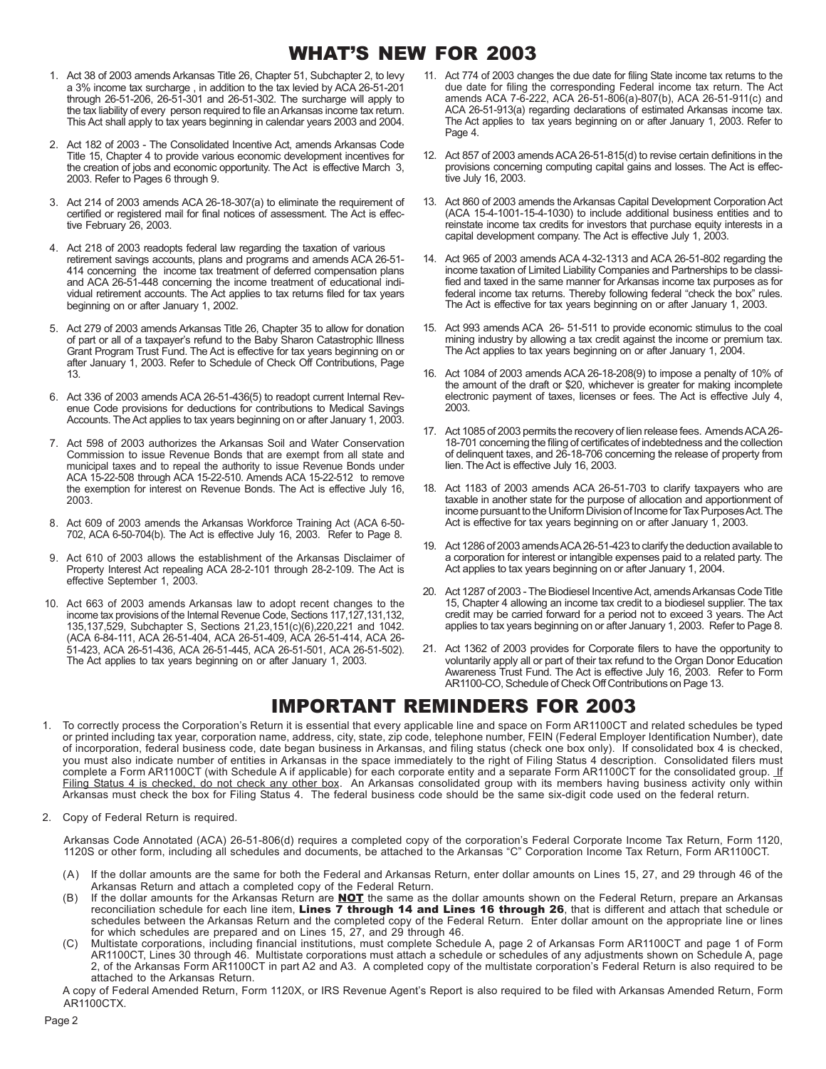# WHAT'S NEW FOR 2003

1. Act 38 of 2003 amends Arkansas Title 26, Chapter 51, Subchapter 2, to levy a 3% income tax surcharge , in addition to the tax levied by ACA 26-51-201 through 26-51-206, 26-51-301 and 26-51-302. The surcharge will apply to the tax liability of every person required to file an Arkansas income tax return. This Act shall apply to tax years beginning in calendar years 2003 and 2004.

2. Act 182 of 2003 - The Consolidated Incentive Act, amends Arkansas Code Title 15, Chapter 4 to provide various economic development incentives for the creation of jobs and economic opportunity. The Act is effective March 3, 2003. Refer to Pages 6 through 9.

3. Act 214 of 2003 amends ACA 26-18-307(a) to eliminate the requirement of certified or registered mail for final notices of assessment. The Act is effective February 26, 2003.

4. Act 218 of 2003 readopts federal law regarding the taxation of various retirement savings accounts, plans and programs and amends ACA 26-51-414 concerning the income tax treatment of deferred compensation plans and ACA 26-51-448 concerning the income treatment of educational individual retirement accounts. The Act applies to tax returns filed for tax years beginning on or after January 1, 2002.

5. Act 279 of 2003 amends Arkansas Title 26, Chapter 35 to allow for donation of part or all of a taxpayer's refund to the Baby Sharon Catastrophic Illness Grant Program Trust Fund. The Act is effective for tax years beginning on or after January 1, 2003. Refer to Schedule of Check Off Contributions, Page 13.

6. Act 336 of 2003 amends ACA 26-51-436(5) to readopt current Internal Revenue Code provisions for deductions for contributions to Medical Savings Accounts. The Act applies to tax years beginning on or after January 1, 2003.

7. Act 598 of 2003 authorizes the Arkansas Soil and Water Conservation Commission to issue Revenue Bonds that are exempt from all state and municipal taxes and to repeal the authority to issue Revenue Bonds under ACA 15-22-508 through ACA 15-22-510. Amends ACA 15-22-512 to remove the exemption for interest on Revenue Bonds. The Act is effective July 16, 2003.

8. Act 609 of 2003 amends the Arkansas Workforce Training Act (ACA 6-50-702, ACA 6-50-704(b). The Act is effective July 16, 2003. Refer to Page 8.

9. Act 610 of 2003 allows the establishment of the Arkansas Disclaimer of Property Interest Act repealing ACA 28-2-101 through 28-2-109. The Act is effective September 1, 2003.

10. Act 663 of 2003 amends Arkansas law to adopt recent changes to the income tax provisions of the Internal Revenue Code, Sections 117,127,131,132, 135,137,529, Subchapter S, Sections 21,23,151(c)(6),220,221 and 1042. (ACA 6-84-111, ACA 26-51-404, ACA 26-51-409, ACA 26-51-414, ACA 26-51-423, ACA 26-51-436, ACA 26-51-445, ACA 26-51-501, ACA 26-51-502). The Act applies to tax years beginning on or after January 1, 2003.

11. Act 774 of 2003 changes the due date for filing State income tax returns to the due date for filing the corresponding Federal income tax return. The Act amends ACA 7-6-222, ACA 26-51-806(a)-807(b), ACA 26-51-911(c) and ACA 26-51-913(a) regarding declarations of estimated Arkansas income tax. The Act applies to tax years beginning on or after January 1, 2003. Refer to Page 4.

12. Act 857 of 2003 amends ACA 26-51-815(d) to revise certain definitions in the provisions concerning computing capital gains and losses. The Act is effective July 16, 2003.

13. Act 860 of 2003 amends the Arkansas Capital Development Corporation Act (ACA 15-4-1001-15-4-1030) to include additional business entities and to reinstate income tax credits for investors that purchase equity interests in a capital development company. The Act is effective July 1, 2003.

14. Act 965 of 2003 amends ACA 4-32-1313 and ACA 26-51-802 regarding the income taxation of Limited Liability Companies and Partnerships to be classified and taxed in the same manner for Arkansas income tax purposes as for federal income tax returns. Thereby following federal "check the box" rules. The Act is effective for tax years beginning on or after January 1, 2003.

15. Act 993 amends ACA 26- 51-511 to provide economic stimulus to the coal mining industry by allowing a tax credit against the income or premium tax. The Act applies to tax years beginning on or after January 1, 2004.

16. Act 1084 of 2003 amends ACA 26-18-208(9) to impose a penalty of 10% of the amount of the draft or $20, whichever is greater for making incomplete electronic payment of taxes, licenses or fees. The Act is effective July 4, 2003.

17. Act 1085 of 2003 permits the recovery of lien release fees. Amends ACA 26-18-701 concerning the filing of certificates of indebtedness and the collection of delinquent taxes, and 26-18-706 concerning the release of property from lien. The Act is effective July 16, 2003.

18. Act 1183 of 2003 amends ACA 26-51-703 to clarify taxpayers who are taxable in another state for the purpose of allocation and apportionment of income pursuant to the Uniform Division of Income for Tax Purposes Act. The Act is effective for tax years beginning on or after January 1, 2003.

19. Act 1286 of 2003 amends ACA 26-51-423 to clarify the deduction available to a corporation for interest or intangible expenses paid to a related party. The Act applies to tax years beginning on or after January 1, 2004.

20. Act 1287 of 2003 - The Biodiesel Incentive Act, amends Arkansas Code Title 15, Chapter 4 allowing an income tax credit to a biodiesel supplier. The tax credit may be carried forward for a period not to exceed 3 years. The Act applies to tax years beginning on or after January 1, 2003. Refer to Page 8.

21. Act 1362 of 2003 provides for Corporate filers to have the opportunity to voluntarily apply all or part of their tax refund to the Organ Donor Education Awareness Trust Fund. The Act is effective July 16, 2003. Refer to Form AR1100-CO, Schedule of Check Off Contributions on Page 13.

# IMPORTANT REMINDERS FOR 2003

1. To correctly process the Corporation's Return it is essential that every applicable line and space on Form AR1100CT and related schedules be typed or printed including tax year, corporation name, address, city, state, zip code, telephone number, FEIN (Federal Employer Identification Number), date of incorporation, federal business code, date began business in Arkansas, and filing status (check one box only). If consolidated box 4 is checked, you must also indicate number of entities in Arkansas in the space immediately to the right of Filing Status 4 description. Consolidated filers must complete a Form AR1100CT (with Schedule A if applicable) for each corporate entity and a separate Form AR1100CT for the consolidated group. If Filing Status 4 is checked, do not check any other box. An Arkansas consolidated group with its members having business activity only within Arkansas must check the box for Filing Status 4. The federal business code should be the same six-digit code used on the federal return.

2. Copy of Federal Return is required.

   Arkansas Code Annotated (ACA) 26-51-806(d) requires a completed copy of the corporation's Federal Corporate Income Tax Return, Form 1120, 1120S or other form, including all schedules and documents, be attached to the Arkansas "C" Corporation Income Tax Return, Form AR1100CT.

   (A) If the dollar amounts are the same for both the Federal and Arkansas Return, enter dollar amounts on Lines 15, 27, and 29 through 46 of the Arkansas Return and attach a completed copy of the Federal Return.

   (B) If the dollar amounts for the Arkansas Return are **NOT** the same as the dollar amounts shown on the Federal Return, prepare an Arkansas reconciliation schedule for each line item, **Lines 7 through 14 and Lines 16 through 26**, that is different and attach that schedule or schedules between the Arkansas Return and the completed copy of the Federal Return. Enter dollar amount on the appropriate line or lines for which schedules are prepared and on Lines 15, 27, and 29 through 46.

   (C) Multistate corporations, including financial institutions, must complete Schedule A, page 2 of Arkansas Form AR1100CT and page 1 of Form AR1100CT, Lines 30 through 46. Multistate corporations must attach a schedule or schedules of any adjustments shown on Schedule A, page 2, of the Arkansas Form AR1100CT in part A2 and A3. A completed copy of the multistate corporation's Federal Return is also required to be attached to the Arkansas Return.

   A copy of Federal Amended Return, Form 1120X, or IRS Revenue Agent's Report is also required to be filed with Arkansas Amended Return, Form AR1100CTX.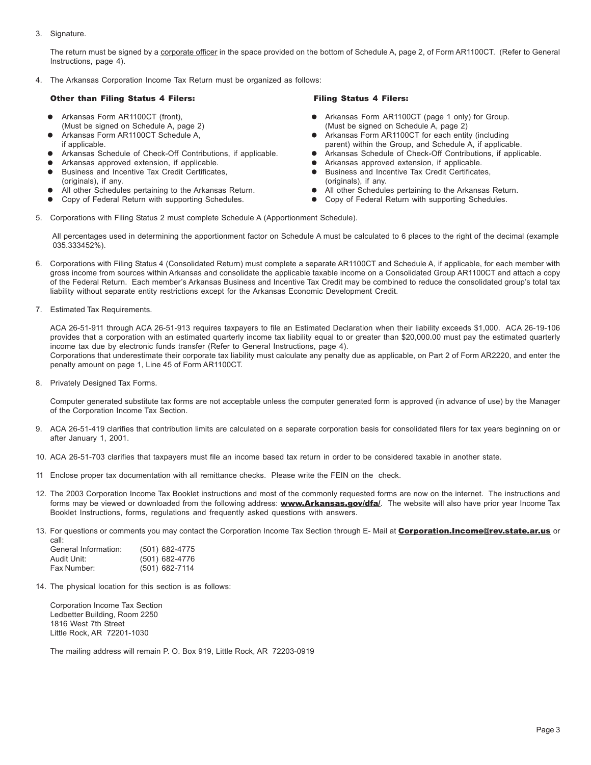3. Signature.

   The return must be signed by a corporate officer in the space provided on the bottom of Schedule A, page 2, of Form AR1100CT. (Refer to General Instructions, page 4).

4. The Arkansas Corporation Income Tax Return must be organized as follows:

   **Other than Filing Status 4 Filers:**

   - Arkansas Form AR1100CT (front), (Must be signed on Schedule A, page 2)
   - Arkansas Form AR1100CT Schedule A, if applicable.
   - Arkansas Schedule of Check-Off Contributions, if applicable.
   - Arkansas approved extension, if applicable.
   - Business and Incentive Tax Credit Certificates, (originals), if any.
   - All other Schedules pertaining to the Arkansas Return.
   - Copy of Federal Return with supporting Schedules.

   **Filing Status 4 Filers:**

   - Arkansas Form AR1100CT (page 1 only) for Group. (Must be signed on Schedule A, page 2)
   - Arkansas Form AR1100CT for each entity (including parent) within the Group, and Schedule A, if applicable.
   - Arkansas Schedule of Check-Off Contributions, if applicable.
   - Arkansas approved extension, if applicable.
   - Business and Incentive Tax Credit Certificates, (originals), if any.
   - All other Schedules pertaining to the Arkansas Return.
   - Copy of Federal Return with supporting Schedules.

5. Corporations with Filing Status 2 must complete Schedule A (Apportionment Schedule).

   All percentages used in determining the apportionment factor on Schedule A must be calculated to 6 places to the right of the decimal (example 035.333452%).

6. Corporations with Filing Status 4 (Consolidated Return) must complete a separate AR1100CT and Schedule A, if applicable, for each member with gross income from sources within Arkansas and consolidate the applicable taxable income on a Consolidated Group AR1100CT and attach a copy of the Federal Return. Each member's Arkansas Business and Incentive Tax Credit may be combined to reduce the consolidated group's total tax liability without separate entity restrictions except for the Arkansas Economic Development Credit.

7. Estimated Tax Requirements.

   ACA 26-51-911 through ACA 26-51-913 requires taxpayers to file an Estimated Declaration when their liability exceeds $1,000. ACA 26-19-106 provides that a corporation with an estimated quarterly income tax liability equal to or greater than $20,000.00 must pay the estimated quarterly income tax due by electronic funds transfer (Refer to General Instructions, page 4).
   Corporations that underestimate their corporate tax liability must calculate any penalty due as applicable, on Part 2 of Form AR2220, and enter the penalty amount on page 1, Line 45 of Form AR1100CT.

8. Privately Designed Tax Forms.

   Computer generated substitute tax forms are not acceptable unless the computer generated form is approved (in advance of use) by the Manager of the Corporation Income Tax Section.

9. ACA 26-51-419 clarifies that contribution limits are calculated on a separate corporation basis for consolidated filers for tax years beginning on or after January 1, 2001.

10. ACA 26-51-703 clarifies that taxpayers must file an income based tax return in order to be considered taxable in another state.

11 Enclose proper tax documentation with all remittance checks. Please write the FEIN on the check.

12. The 2003 Corporation Income Tax Booklet instructions and most of the commonly requested forms are now on the internet. The instructions and forms may be viewed or downloaded from the following address: **www.Arkansas.gov/dfa/**. The website will also have prior year Income Tax Booklet Instructions, forms, regulations and frequently asked questions with answers.

13. For questions or comments you may contact the Corporation Income Tax Section through E- Mail at **Corporation.Income@rev.state.ar.us** or call:

    General Information: (501) 682-4775
    Audit Unit: (501) 682-4776
    Fax Number: (501) 682-7114

14. The physical location for this section is as follows:

    Corporation Income Tax Section
    Ledbetter Building, Room 2250
    1816 West 7th Street
    Little Rock, AR 72201-1030

    The mailing address will remain P. O. Box 919, Little Rock, AR 72203-0919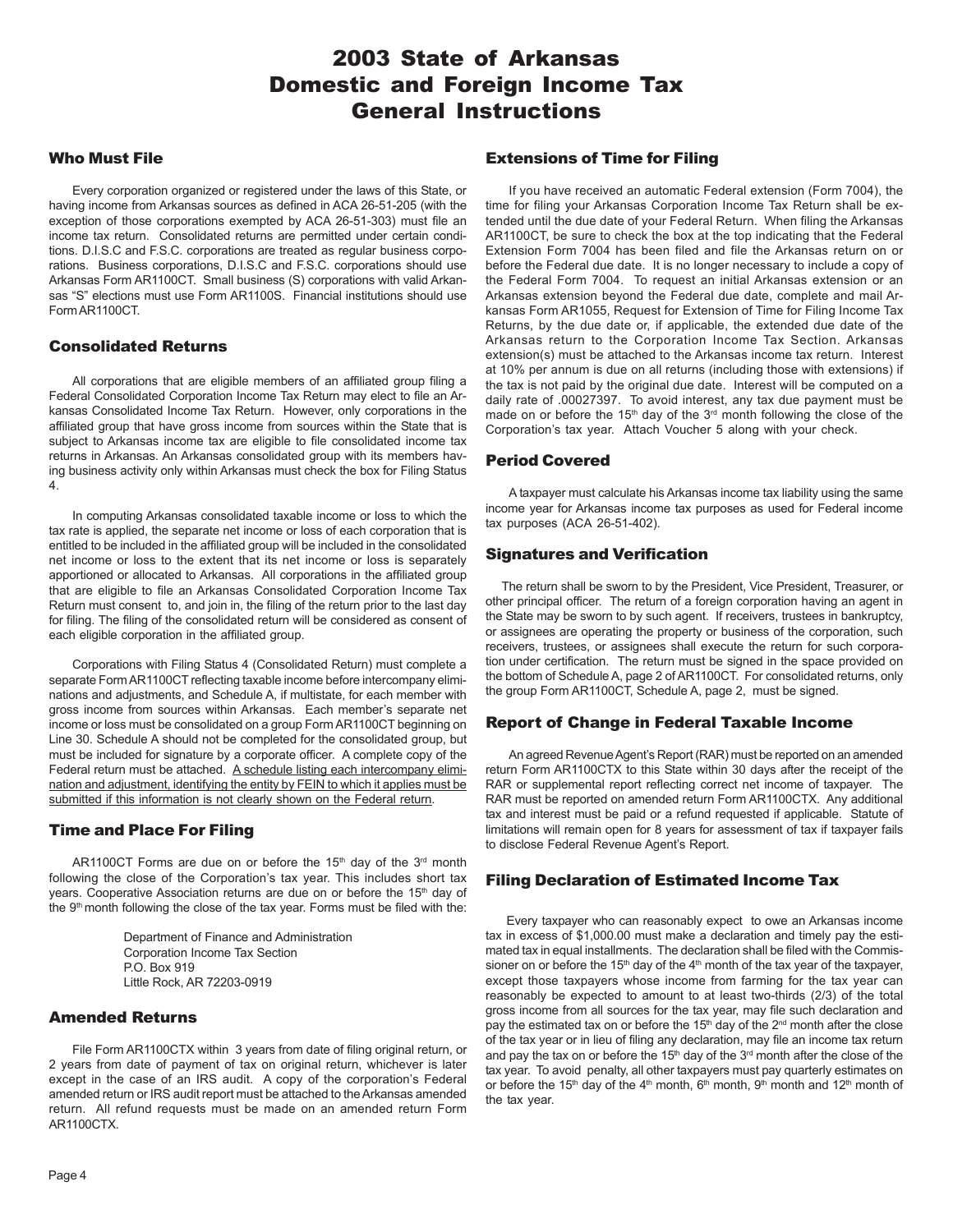# 2003 State of Arkansas Domestic and Foreign Income Tax General Instructions

## Who Must File

Every corporation organized or registered under the laws of this State, or having income from Arkansas sources as defined in ACA 26-51-205 (with the exception of those corporations exempted by ACA 26-51-303) must file an income tax return. Consolidated returns are permitted under certain conditions. D.I.S.C and F.S.C. corporations are treated as regular business corporations. Business corporations, D.I.S.C and F.S.C. corporations should use Arkansas Form AR1100CT. Small business (S) corporations with valid Arkansas "S" elections must use Form AR1100S. Financial institutions should use Form AR1100CT.

## Consolidated Returns

All corporations that are eligible members of an affiliated group filing a Federal Consolidated Corporation Income Tax Return may elect to file an Arkansas Consolidated Income Tax Return. However, only corporations in the affiliated group that have gross income from sources within the State that is subject to Arkansas income tax are eligible to file consolidated income tax returns in Arkansas. An Arkansas consolidated group with its members having business activity only within Arkansas must check the box for Filing Status 4.

In computing Arkansas consolidated taxable income or loss to which the tax rate is applied, the separate net income or loss of each corporation that is entitled to be included in the affiliated group will be included in the consolidated net income or loss to the extent that its net income or loss is separately apportioned or allocated to Arkansas. All corporations in the affiliated group that are eligible to file an Arkansas Consolidated Corporation Income Tax Return must consent to, and join in, the filing of the return prior to the last day for filing. The filing of the consolidated return will be considered as consent of each eligible corporation in the affiliated group.

Corporations with Filing Status 4 (Consolidated Return) must complete a separate Form AR1100CT reflecting taxable income before intercompany eliminations and adjustments, and Schedule A, if multistate, for each member with gross income from sources within Arkansas. Each member's separate net income or loss must be consolidated on a group Form AR1100CT beginning on Line 30. Schedule A should not be completed for the consolidated group, but must be included for signature by a corporate officer. A complete copy of the Federal return must be attached. A schedule listing each intercompany elimination and adjustment, identifying the entity by FEIN to which it applies must be submitted if this information is not clearly shown on the Federal return.

## Time and Place For Filing

AR1100CT Forms are due on or before the 15th day of the 3rd month following the close of the Corporation's tax year. This includes short tax years. Cooperative Association returns are due on or before the 15th day of the 9th month following the close of the tax year. Forms must be filed with the:

Department of Finance and Administration  
Corporation Income Tax Section  
P.O. Box 919  
Little Rock, AR 72203-0919

## Amended Returns

File Form AR1100CTX within 3 years from date of filing original return, or 2 years from date of payment of tax on original return, whichever is later except in the case of an IRS audit. A copy of the corporation's Federal amended return or IRS audit report must be attached to the Arkansas amended return. All refund requests must be made on an amended return Form AR1100CTX.

## Extensions of Time for Filing

If you have received an automatic Federal extension (Form 7004), the time for filing your Arkansas Corporation Income Tax Return shall be extended until the due date of your Federal Return. When filing the Arkansas AR1100CT, be sure to check the box at the top indicating that the Federal Extension Form 7004 has been filed and file the Arkansas return on or before the Federal due date. It is no longer necessary to include a copy of the Federal Form 7004. To request an initial Arkansas extension or an Arkansas extension beyond the Federal due date, complete and mail Arkansas Form AR1055, Request for Extension of Time for Filing Income Tax Returns, by the due date or, if applicable, the extended due date of the Arkansas return to the Corporation Income Tax Section. Arkansas extension(s) must be attached to the Arkansas income tax return. Interest at 10% per annum is due on all returns (including those with extensions) if the tax is not paid by the original due date. Interest will be computed on a daily rate of .00027397. To avoid interest, any tax due payment must be made on or before the 15th day of the 3rd month following the close of the Corporation's tax year. Attach Voucher 5 along with your check.

## Period Covered

A taxpayer must calculate his Arkansas income tax liability using the same income year for Arkansas income tax purposes as used for Federal income tax purposes (ACA 26-51-402).

## Signatures and Verification

The return shall be sworn to by the President, Vice President, Treasurer, or other principal officer. The return of a foreign corporation having an agent in the State may be sworn to by such agent. If receivers, trustees in bankruptcy, or assignees are operating the property or business of the corporation, such receivers, trustees, or assignees shall execute the return for such corporation under certification. The return must be signed in the space provided on the bottom of Schedule A, page 2 of AR1100CT. For consolidated returns, only the group Form AR1100CT, Schedule A, page 2, must be signed.

## Report of Change in Federal Taxable Income

An agreed Revenue Agent's Report (RAR) must be reported on an amended return Form AR1100CTX to this State within 30 days after the receipt of the RAR or supplemental report reflecting correct net income of taxpayer. The RAR must be reported on amended return Form AR1100CTX. Any additional tax and interest must be paid or a refund requested if applicable. Statute of limitations will remain open for 8 years for assessment of tax if taxpayer fails to disclose Federal Revenue Agent's Report.

## Filing Declaration of Estimated Income Tax

Every taxpayer who can reasonably expect to owe an Arkansas income tax in excess of $1,000.00 must make a declaration and timely pay the estimated tax in equal installments. The declaration shall be filed with the Commissioner on or before the 15th day of the 4th month of the tax year of the taxpayer, except those taxpayers whose income from farming for the tax year can reasonably be expected to amount to at least two-thirds (2/3) of the total gross income from all sources for the tax year, may file such declaration and pay the estimated tax on or before the 15th day of the 2nd month after the close of the tax year or in lieu of filing any declaration, may file an income tax return and pay the tax on or before the 15th day of the 3rd month after the close of the tax year. To avoid penalty, all other taxpayers must pay quarterly estimates on or before the 15th day of the 4th month, 6th month, 9th month and 12th month of the tax year.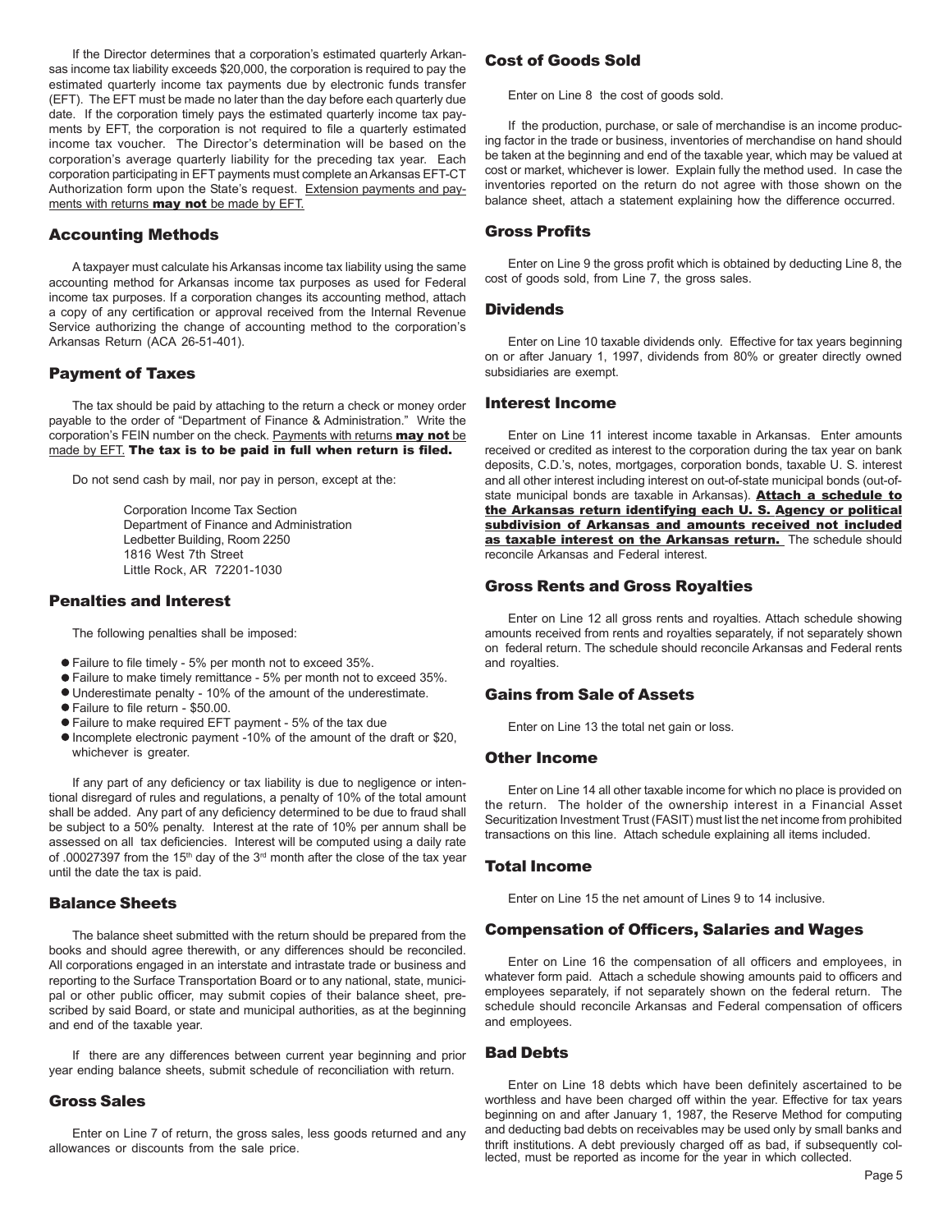If the Director determines that a corporation's estimated quarterly Arkansas income tax liability exceeds $20,000, the corporation is required to pay the estimated quarterly income tax payments due by electronic funds transfer (EFT). The EFT must be made no later than the day before each quarterly due date. If the corporation timely pays the estimated quarterly income tax payments by EFT, the corporation is not required to file a quarterly estimated income tax voucher. The Director's determination will be based on the corporation's average quarterly liability for the preceding tax year. Each corporation participating in EFT payments must complete an Arkansas EFT-CT Authorization form upon the State's request. Extension payments and payments with returns **may not** be made by EFT.

## Accounting Methods

A taxpayer must calculate his Arkansas income tax liability using the same accounting method for Arkansas income tax purposes as used for Federal income tax purposes. If a corporation changes its accounting method, attach a copy of any certification or approval received from the Internal Revenue Service authorizing the change of accounting method to the corporation's Arkansas Return (ACA 26-51-401).

## Payment of Taxes

The tax should be paid by attaching to the return a check or money order payable to the order of "Department of Finance & Administration." Write the corporation's FEIN number on the check. Payments with returns **may not** be made by EFT. **The tax is to be paid in full when return is filed.**

Do not send cash by mail, nor pay in person, except at the:

Corporation Income Tax Section
Department of Finance and Administration
Ledbetter Building, Room 2250
1816 West 7th Street
Little Rock, AR 72201-1030

## Penalties and Interest

The following penalties shall be imposed:

- Failure to file timely - 5% per month not to exceed 35%.
- Failure to make timely remittance - 5% per month not to exceed 35%.
- Underestimate penalty - 10% of the amount of the underestimate.
- Failure to file return - $50.00.
- Failure to make required EFT payment - 5% of the tax due
- Incomplete electronic payment -10% of the amount of the draft or $20, whichever is greater.

If any part of any deficiency or tax liability is due to negligence or intentional disregard of rules and regulations, a penalty of 10% of the total amount shall be added. Any part of any deficiency determined to be due to fraud shall be subject to a 50% penalty. Interest at the rate of 10% per annum shall be assessed on all tax deficiencies. Interest will be computed using a daily rate of .00027397 from the 15th day of the 3rd month after the close of the tax year until the date the tax is paid.

## Balance Sheets

The balance sheet submitted with the return should be prepared from the books and should agree therewith, or any differences should be reconciled. All corporations engaged in an interstate and intrastate trade or business and reporting to the Surface Transportation Board or to any national, state, municipal or other public officer, may submit copies of their balance sheet, prescribed by said Board, or state and municipal authorities, as at the beginning and end of the taxable year.

If there are any differences between current year beginning and prior year ending balance sheets, submit schedule of reconciliation with return.

## Gross Sales

Enter on Line 7 of return, the gross sales, less goods returned and any allowances or discounts from the sale price.

## Cost of Goods Sold

Enter on Line 8 the cost of goods sold.

If the production, purchase, or sale of merchandise is an income producing factor in the trade or business, inventories of merchandise on hand should be taken at the beginning and end of the taxable year, which may be valued at cost or market, whichever is lower. Explain fully the method used. In case the inventories reported on the return do not agree with those shown on the balance sheet, attach a statement explaining how the difference occurred.

## Gross Profits

Enter on Line 9 the gross profit which is obtained by deducting Line 8, the cost of goods sold, from Line 7, the gross sales.

## Dividends

Enter on Line 10 taxable dividends only. Effective for tax years beginning on or after January 1, 1997, dividends from 80% or greater directly owned subsidiaries are exempt.

## Interest Income

Enter on Line 11 interest income taxable in Arkansas. Enter amounts received or credited as interest to the corporation during the tax year on bank deposits, C.D.'s, notes, mortgages, corporation bonds, taxable U. S. interest and all other interest including interest on out-of-state municipal bonds (out-of-state municipal bonds are taxable in Arkansas). **Attach a schedule to the Arkansas return identifying each U. S. Agency or political subdivision of Arkansas and amounts received not included as taxable interest on the Arkansas return.** The schedule should reconcile Arkansas and Federal interest.

## Gross Rents and Gross Royalties

Enter on Line 12 all gross rents and royalties. Attach schedule showing amounts received from rents and royalties separately, if not separately shown on federal return. The schedule should reconcile Arkansas and Federal rents and royalties.

## Gains from Sale of Assets

Enter on Line 13 the total net gain or loss.

## Other Income

Enter on Line 14 all other taxable income for which no place is provided on the return. The holder of the ownership interest in a Financial Asset Securitization Investment Trust (FASIT) must list the net income from prohibited transactions on this line. Attach schedule explaining all items included.

## Total Income

Enter on Line 15 the net amount of Lines 9 to 14 inclusive.

## Compensation of Officers, Salaries and Wages

Enter on Line 16 the compensation of all officers and employees, in whatever form paid. Attach a schedule showing amounts paid to officers and employees separately, if not separately shown on the federal return. The schedule should reconcile Arkansas and Federal compensation of officers and employees.

## Bad Debts

Enter on Line 18 debts which have been definitely ascertained to be worthless and have been charged off within the year. Effective for tax years beginning on and after January 1, 1987, the Reserve Method for computing and deducting bad debts on receivables may be used only by small banks and thrift institutions. A debt previously charged off as bad, if subsequently collected, must be reported as income for the year in which collected.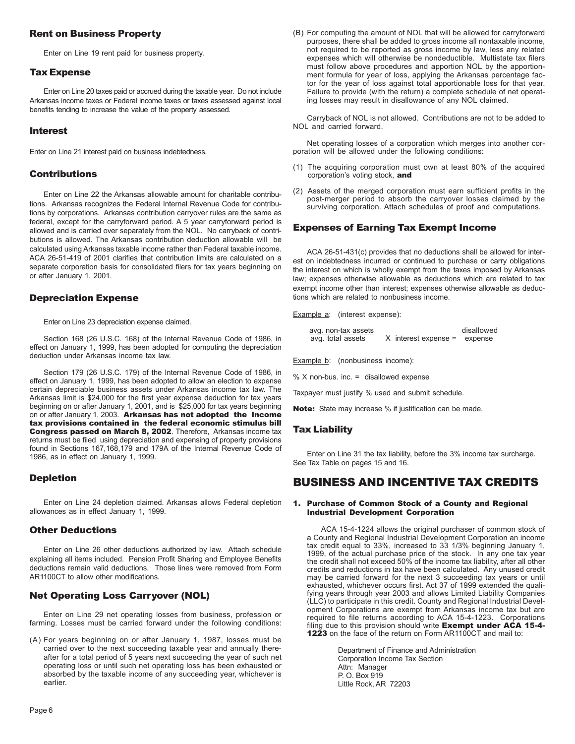## Rent on Business Property

Enter on Line 19 rent paid for business property.

## Tax Expense

Enter on Line 20 taxes paid or accrued during the taxable year. Do not include Arkansas income taxes or Federal income taxes or taxes assessed against local benefits tending to increase the value of the property assessed.

## Interest

Enter on Line 21 interest paid on business indebtedness.

## Contributions

Enter on Line 22 the Arkansas allowable amount for charitable contributions. Arkansas recognizes the Federal Internal Revenue Code for contributions by corporations. Arkansas contribution carryover rules are the same as federal, except for the carryforward period. A 5 year carryforward period is allowed and is carried over separately from the NOL. No carryback of contributions is allowed. The Arkansas contribution deduction allowable will be calculated using Arkansas taxable income rather than Federal taxable income. ACA 26-51-419 of 2001 clarifies that contribution limits are calculated on a separate corporation basis for consolidated filers for tax years beginning on or after January 1, 2001.

## Depreciation Expense

Enter on Line 23 depreciation expense claimed.

Section 168 (26 U.S.C. 168) of the Internal Revenue Code of 1986, in effect on January 1, 1999, has been adopted for computing the depreciation deduction under Arkansas income tax law.

Section 179 (26 U.S.C. 179) of the Internal Revenue Code of 1986, in effect on January 1, 1999, has been adopted to allow an election to expense certain depreciable business assets under Arkansas income tax law. The Arkansas limit is $24,000 for the first year expense deduction for tax years beginning on or after January 1, 2001, and is $25,000 for tax years beginning on or after January 1, 2003. **Arkansas has not adopted the Income tax provisions contained in the federal economic stimulus bill Congress passed on March 8, 2002**. Therefore, Arkansas income tax returns must be filed using depreciation and expensing of property provisions found in Sections 167,168,179 and 179A of the Internal Revenue Code of 1986, as in effect on January 1, 1999.

## Depletion

Enter on Line 24 depletion claimed. Arkansas allows Federal depletion allowances as in effect January 1, 1999.

## Other Deductions

Enter on Line 26 other deductions authorized by law. Attach schedule explaining all items included. Pension Profit Sharing and Employee Benefits deductions remain valid deductions. Those lines were removed from Form AR1100CT to allow other modifications.

## Net Operating Loss Carryover (NOL)

Enter on Line 29 net operating losses from business, profession or farming. Losses must be carried forward under the following conditions:

(A) For years beginning on or after January 1, 1987, losses must be carried over to the next succeeding taxable year and annually thereafter for a total period of 5 years next succeeding the year of such net operating loss or until such net operating loss has been exhausted or absorbed by the taxable income of any succeeding year, whichever is earlier.

(B) For computing the amount of NOL that will be allowed for carryforward purposes, there shall be added to gross income all nontaxable income, not required to be reported as gross income by law, less any related expenses which will otherwise be nondeductible. Multistate tax filers must follow above procedures and apportion NOL by the apportionment formula for year of loss, applying the Arkansas percentage factor for the year of loss against total apportionable loss for that year. Failure to provide (with the return) a complete schedule of net operating losses may result in disallowance of any NOL claimed.

Carryback of NOL is not allowed. Contributions are not to be added to NOL and carried forward.

Net operating losses of a corporation which merges into another corporation will be allowed under the following conditions:

(1) The acquiring corporation must own at least 80% of the acquired corporation's voting stock, **and**

(2) Assets of the merged corporation must earn sufficient profits in the post-merger period to absorb the carryover losses claimed by the surviving corporation. Attach schedules of proof and computations.

## Expenses of Earning Tax Exempt Income

ACA 26-51-431(c) provides that no deductions shall be allowed for interest on indebtedness incurred or continued to purchase or carry obligations the interest on which is wholly exempt from the taxes imposed by Arkansas law; expenses otherwise allowable as deductions which are related to tax exempt income other than interest; expenses otherwise allowable as deductions which are related to nonbusiness income.

Example a: (interest expense):

$$\frac{\text{avg. non-tax assets}}{\text{avg. total assets}} \times \text{interest expense} = \text{disallowed expense}$$

Example b: (nonbusiness income):

% X non-bus. inc. = disallowed expense

Taxpayer must justify % used and submit schedule.

**Note:** State may increase % if justification can be made.

## Tax Liability

Enter on Line 31 the tax liability, before the 3% income tax surcharge. See Tax Table on pages 15 and 16.

# BUSINESS AND INCENTIVE TAX CREDITS

### 1. Purchase of Common Stock of a County and Regional Industrial Development Corporation

ACA 15-4-1224 allows the original purchaser of common stock of a County and Regional Industrial Development Corporation an income tax credit equal to 33%, increased to 33 1/3% beginning January 1, 1999, of the actual purchase price of the stock. In any one tax year the credit shall not exceed 50% of the income tax liability, after all other credits and reductions in tax have been calculated. Any unused credit may be carried forward for the next 3 succeeding tax years or until exhausted, whichever occurs first. Act 37 of 1999 extended the qualifying years through year 2003 and allows Limited Liability Companies (LLC) to participate in this credit. County and Regional Industrial Development Corporations are exempt from Arkansas income tax but are required to file returns according to ACA 15-4-1223. Corporations filing due to this provision should write **Exempt under ACA 15-4-1223** on the face of the return on Form AR1100CT and mail to:

Department of Finance and Administration
Corporation Income Tax Section
Attn: Manager
P. O. Box 919
Little Rock, AR 72203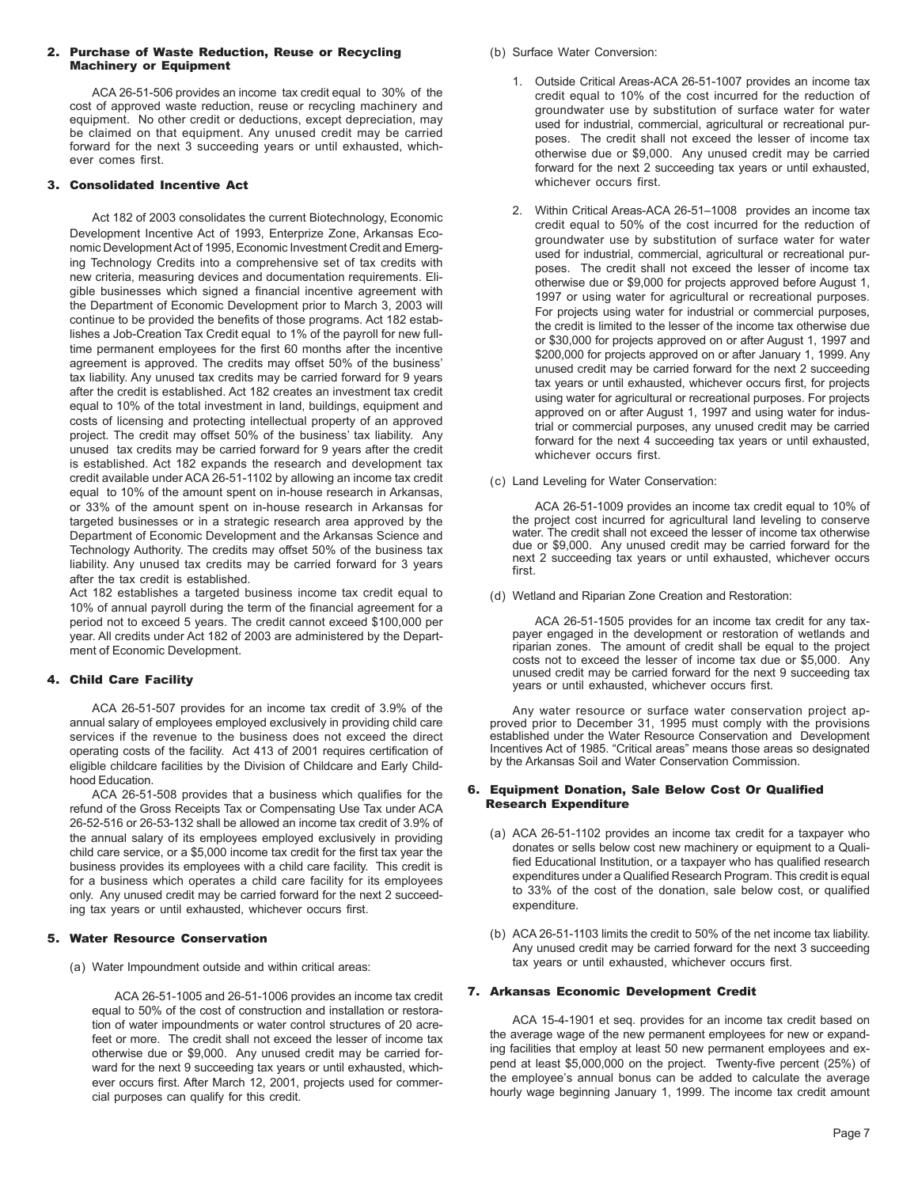## 2. Purchase of Waste Reduction, Reuse or Recycling Machinery or Equipment

ACA 26-51-506 provides an income tax credit equal to 30% of the cost of approved waste reduction, reuse or recycling machinery and equipment. No other credit or deductions, except depreciation, may be claimed on that equipment. Any unused credit may be carried forward for the next 3 succeeding years or until exhausted, whichever comes first.

## 3. Consolidated Incentive Act

Act 182 of 2003 consolidates the current Biotechnology, Economic Development Incentive Act of 1993, Enterprize Zone, Arkansas Economic Development Act of 1995, Economic Investment Credit and Emerging Technology Credits into a comprehensive set of tax credits with new criteria, measuring devices and documentation requirements. Eligible businesses which signed a financial incentive agreement with the Department of Economic Development prior to March 3, 2003 will continue to be provided the benefits of those programs. Act 182 establishes a Job-Creation Tax Credit equal to 1% of the payroll for new full-time permanent employees for the first 60 months after the incentive agreement is approved. The credits may offset 50% of the business' tax liability. Any unused tax credits may be carried forward for 9 years after the credit is established. Act 182 creates an investment tax credit equal to 10% of the total investment in land, buildings, equipment and costs of licensing and protecting intellectual property of an approved project. The credit may offset 50% of the business' tax liability. Any unused tax credits may be carried forward for 9 years after the credit is established. Act 182 expands the research and development tax credit available under ACA 26-51-1102 by allowing an income tax credit equal to 10% of the amount spent on in-house research in Arkansas, or 33% of the amount spent on in-house research in Arkansas for targeted businesses or in a strategic research area approved by the Department of Economic Development and the Arkansas Science and Technology Authority. The credits may offset 50% of the business tax liability. Any unused tax credits may be carried forward for 3 years after the tax credit is established.

Act 182 establishes a targeted business income tax credit equal to 10% of annual payroll during the term of the financial agreement for a period not to exceed 5 years. The credit cannot exceed $100,000 per year. All credits under Act 182 of 2003 are administered by the Department of Economic Development.

## 4. Child Care Facility

ACA 26-51-507 provides for an income tax credit of 3.9% of the annual salary of employees employed exclusively in providing child care services if the revenue to the business does not exceed the direct operating costs of the facility. Act 413 of 2001 requires certification of eligible childcare facilities by the Division of Childcare and Early Childhood Education.

ACA 26-51-508 provides that a business which qualifies for the refund of the Gross Receipts Tax or Compensating Use Tax under ACA 26-52-516 or 26-53-132 shall be allowed an income tax credit of 3.9% of the annual salary of its employees employed exclusively in providing child care service, or a $5,000 income tax credit for the first tax year the business provides its employees with a child care facility. This credit is for a business which operates a child care facility for its employees only. Any unused credit may be carried forward for the next 2 succeeding tax years or until exhausted, whichever occurs first.

## 5. Water Resource Conservation

(a) Water Impoundment outside and within critical areas:

ACA 26-51-1005 and 26-51-1006 provides an income tax credit equal to 50% of the cost of construction and installation or restoration of water impoundments or water control structures of 20 acre-feet or more. The credit shall not exceed the lesser of income tax otherwise due or $9,000. Any unused credit may be carried forward for the next 9 succeeding tax years or until exhausted, whichever occurs first. After March 12, 2001, projects used for commercial purposes can qualify for this credit.

(b) Surface Water Conversion:

1. Outside Critical Areas-ACA 26-51-1007 provides an income tax credit equal to 10% of the cost incurred for the reduction of groundwater use by substitution of surface water for water used for industrial, commercial, agricultural or recreational purposes. The credit shall not exceed the lesser of income tax otherwise due or $9,000. Any unused credit may be carried forward for the next 2 succeeding tax years or until exhausted, whichever occurs first.

2. Within Critical Areas-ACA 26-51–1008 provides an income tax credit equal to 50% of the cost incurred for the reduction of groundwater use by substitution of surface water for water used for industrial, commercial, agricultural or recreational purposes. The credit shall not exceed the lesser of income tax otherwise due or $9,000 for projects approved before August 1, 1997 or using water for agricultural or recreational purposes. For projects using water for industrial or commercial purposes, the credit is limited to the lesser of the income tax otherwise due or $30,000 for projects approved on or after August 1, 1997 and $200,000 for projects approved on or after January 1, 1999. Any unused credit may be carried forward for the next 2 succeeding tax years or until exhausted, whichever occurs first, for projects using water for agricultural or recreational purposes. For projects approved on or after August 1, 1997 and using water for industrial or commercial purposes, any unused credit may be carried forward for the next 4 succeeding tax years or until exhausted, whichever occurs first.

(c) Land Leveling for Water Conservation:

ACA 26-51-1009 provides an income tax credit equal to 10% of the project cost incurred for agricultural land leveling to conserve water. The credit shall not exceed the lesser of income tax otherwise due or $9,000. Any unused credit may be carried forward for the next 2 succeeding tax years or until exhausted, whichever occurs first.

(d) Wetland and Riparian Zone Creation and Restoration:

ACA 26-51-1505 provides for an income tax credit for any taxpayer engaged in the development or restoration of wetlands and riparian zones. The amount of credit shall be equal to the project costs not to exceed the lesser of income tax due or $5,000. Any unused credit may be carried forward for the next 9 succeeding tax years or until exhausted, whichever occurs first.

Any water resource or surface water conservation project approved prior to December 31, 1995 must comply with the provisions established under the Water Resource Conservation and Development Incentives Act of 1985. "Critical areas" means those areas so designated by the Arkansas Soil and Water Conservation Commission.

## 6. Equipment Donation, Sale Below Cost Or Qualified Research Expenditure

(a) ACA 26-51-1102 provides an income tax credit for a taxpayer who donates or sells below cost new machinery or equipment to a Qualified Educational Institution, or a taxpayer who has qualified research expenditures under a Qualified Research Program. This credit is equal to 33% of the cost of the donation, sale below cost, or qualified expenditure.

(b) ACA 26-51-1103 limits the credit to 50% of the net income tax liability. Any unused credit may be carried forward for the next 3 succeeding tax years or until exhausted, whichever occurs first.

## 7. Arkansas Economic Development Credit

ACA 15-4-1901 et seq. provides for an income tax credit based on the average wage of the new permanent employees for new or expanding facilities that employ at least 50 new permanent employees and expend at least $5,000,000 on the project. Twenty-five percent (25%) of the employee's annual bonus can be added to calculate the average hourly wage beginning January 1, 1999. The income tax credit amount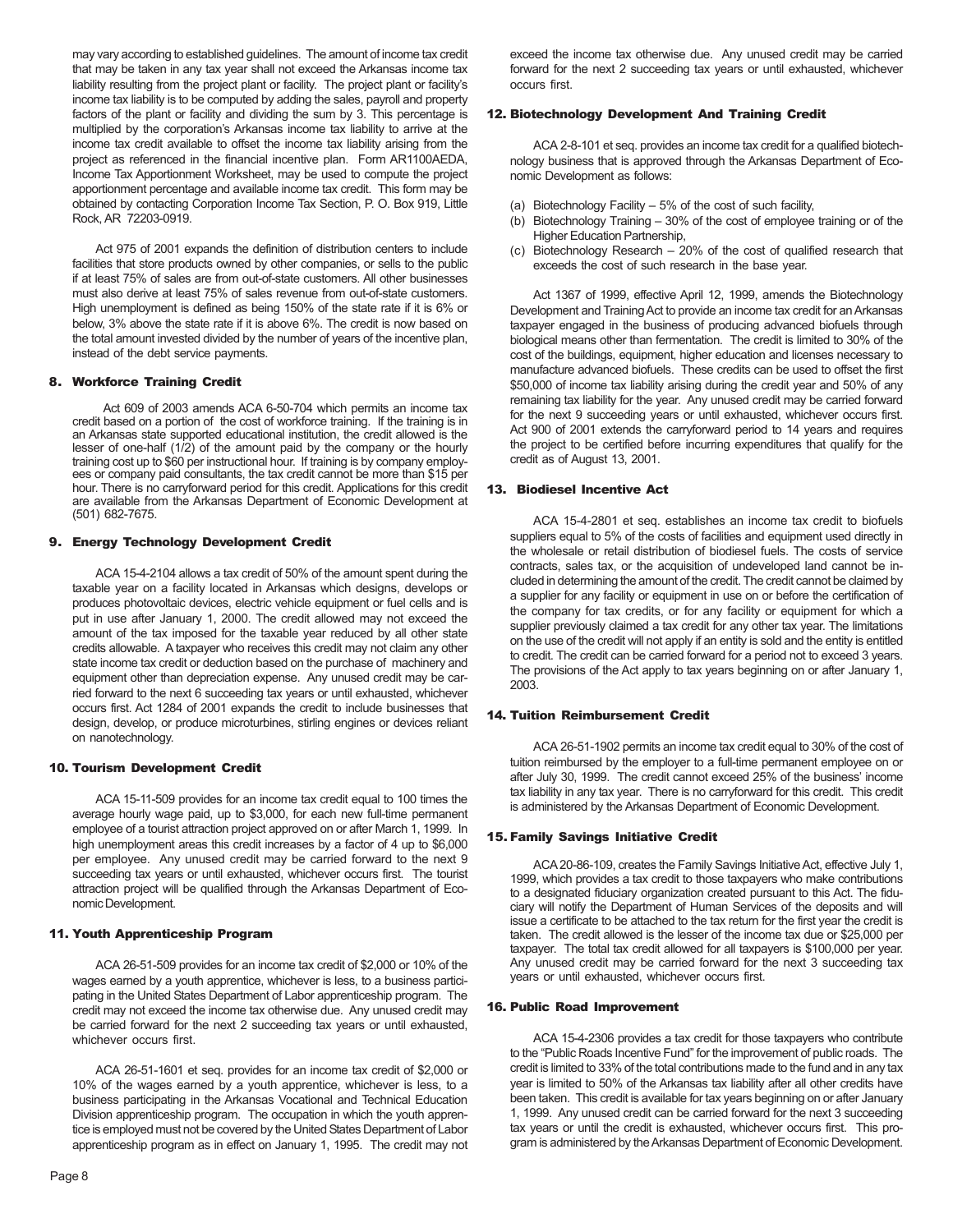may vary according to established guidelines. The amount of income tax credit that may be taken in any tax year shall not exceed the Arkansas income tax liability resulting from the project plant or facility. The project plant or facility's income tax liability is to be computed by adding the sales, payroll and property factors of the plant or facility and dividing the sum by 3. This percentage is multiplied by the corporation's Arkansas income tax liability to arrive at the income tax credit available to offset the income tax liability arising from the project as referenced in the financial incentive plan. Form AR1100AEDA, Income Tax Apportionment Worksheet, may be used to compute the project apportionment percentage and available income tax credit. This form may be obtained by contacting Corporation Income Tax Section, P. O. Box 919, Little Rock, AR 72203-0919.

Act 975 of 2001 expands the definition of distribution centers to include facilities that store products owned by other companies, or sells to the public if at least 75% of sales are from out-of-state customers. All other businesses must also derive at least 75% of sales revenue from out-of-state customers. High unemployment is defined as being 150% of the state rate if it is 6% or below, 3% above the state rate if it is above 6%. The credit is now based on the total amount invested divided by the number of years of the incentive plan, instead of the debt service payments.

## 8. Workforce Training Credit

Act 609 of 2003 amends ACA 6-50-704 which permits an income tax credit based on a portion of the cost of workforce training. If the training is in an Arkansas state supported educational institution, the credit allowed is the lesser of one-half (1/2) of the amount paid by the company or the hourly training cost up to $60 per instructional hour. If training is by company employees or company paid consultants, the tax credit cannot be more than $15 per hour. There is no carryforward period for this credit. Applications for this credit are available from the Arkansas Department of Economic Development at (501) 682-7675.

## 9. Energy Technology Development Credit

ACA 15-4-2104 allows a tax credit of 50% of the amount spent during the taxable year on a facility located in Arkansas which designs, develops or produces photovoltaic devices, electric vehicle equipment or fuel cells and is put in use after January 1, 2000. The credit allowed may not exceed the amount of the tax imposed for the taxable year reduced by all other state credits allowable. A taxpayer who receives this credit may not claim any other state income tax credit or deduction based on the purchase of machinery and equipment other than depreciation expense. Any unused credit may be carried forward to the next 6 succeeding tax years or until exhausted, whichever occurs first. Act 1284 of 2001 expands the credit to include businesses that design, develop, or produce microturbines, stirling engines or devices reliant on nanotechnology.

## 10. Tourism Development Credit

ACA 15-11-509 provides for an income tax credit equal to 100 times the average hourly wage paid, up to $3,000, for each new full-time permanent employee of a tourist attraction project approved on or after March 1, 1999. In high unemployment areas this credit increases by a factor of 4 up to $6,000 per employee. Any unused credit may be carried forward to the next 9 succeeding tax years or until exhausted, whichever occurs first. The tourist attraction project will be qualified through the Arkansas Department of Economic Development.

## 11. Youth Apprenticeship Program

ACA 26-51-509 provides for an income tax credit of $2,000 or 10% of the wages earned by a youth apprentice, whichever is less, to a business participating in the United States Department of Labor apprenticeship program. The credit may not exceed the income tax otherwise due. Any unused credit may be carried forward for the next 2 succeeding tax years or until exhausted, whichever occurs first.

ACA 26-51-1601 et seq. provides for an income tax credit of $2,000 or 10% of the wages earned by a youth apprentice, whichever is less, to a business participating in the Arkansas Vocational and Technical Education Division apprenticeship program. The occupation in which the youth apprentice is employed must not be covered by the United States Department of Labor apprenticeship program as in effect on January 1, 1995. The credit may not exceed the income tax otherwise due. Any unused credit may be carried forward for the next 2 succeeding tax years or until exhausted, whichever occurs first.

## 12. Biotechnology Development And Training Credit

ACA 2-8-101 et seq. provides an income tax credit for a qualified biotechnology business that is approved through the Arkansas Department of Economic Development as follows:

(a) Biotechnology Facility – 5% of the cost of such facility,
(b) Biotechnology Training – 30% of the cost of employee training or of the Higher Education Partnership,
(c) Biotechnology Research – 20% of the cost of qualified research that exceeds the cost of such research in the base year.

Act 1367 of 1999, effective April 12, 1999, amends the Biotechnology Development and Training Act to provide an income tax credit for an Arkansas taxpayer engaged in the business of producing advanced biofuels through biological means other than fermentation. The credit is limited to 30% of the cost of the buildings, equipment, higher education and licenses necessary to manufacture advanced biofuels. These credits can be used to offset the first $50,000 of income tax liability arising during the credit year and 50% of any remaining tax liability for the year. Any unused credit may be carried forward for the next 9 succeeding years or until exhausted, whichever occurs first. Act 900 of 2001 extends the carryforward period to 14 years and requires the project to be certified before incurring expenditures that qualify for the credit as of August 13, 2001.

## 13. Biodiesel Incentive Act

ACA 15-4-2801 et seq. establishes an income tax credit to biofuels suppliers equal to 5% of the costs of facilities and equipment used directly in the wholesale or retail distribution of biodiesel fuels. The costs of service contracts, sales tax, or the acquisition of undeveloped land cannot be included in determining the amount of the credit. The credit cannot be claimed by a supplier for any facility or equipment in use on or before the certification of the company for tax credits, or for any facility or equipment for which a supplier previously claimed a tax credit for any other tax year. The limitations on the use of the credit will not apply if an entity is sold and the entity is entitled to credit. The credit can be carried forward for a period not to exceed 3 years. The provisions of the Act apply to tax years beginning on or after January 1, 2003.

## 14. Tuition Reimbursement Credit

ACA 26-51-1902 permits an income tax credit equal to 30% of the cost of tuition reimbursed by the employer to a full-time permanent employee on or after July 30, 1999. The credit cannot exceed 25% of the business' income tax liability in any tax year. There is no carryforward for this credit. This credit is administered by the Arkansas Department of Economic Development.

## 15. Family Savings Initiative Credit

ACA 20-86-109, creates the Family Savings Initiative Act, effective July 1, 1999, which provides a tax credit to those taxpayers who make contributions to a designated fiduciary organization created pursuant to this Act. The fiduciary will notify the Department of Human Services of the deposits and will issue a certificate to be attached to the tax return for the first year the credit is taken. The credit allowed is the lesser of the income tax due or $25,000 per taxpayer. The total tax credit allowed for all taxpayers is $100,000 per year. Any unused credit may be carried forward for the next 3 succeeding tax years or until exhausted, whichever occurs first.

## 16. Public Road Improvement

ACA 15-4-2306 provides a tax credit for those taxpayers who contribute to the "Public Roads Incentive Fund" for the improvement of public roads. The credit is limited to 33% of the total contributions made to the fund and in any tax year is limited to 50% of the Arkansas tax liability after all other credits have been taken. This credit is available for tax years beginning on or after January 1, 1999. Any unused credit can be carried forward for the next 3 succeeding tax years or until the credit is exhausted, whichever occurs first. This program is administered by the Arkansas Department of Economic Development.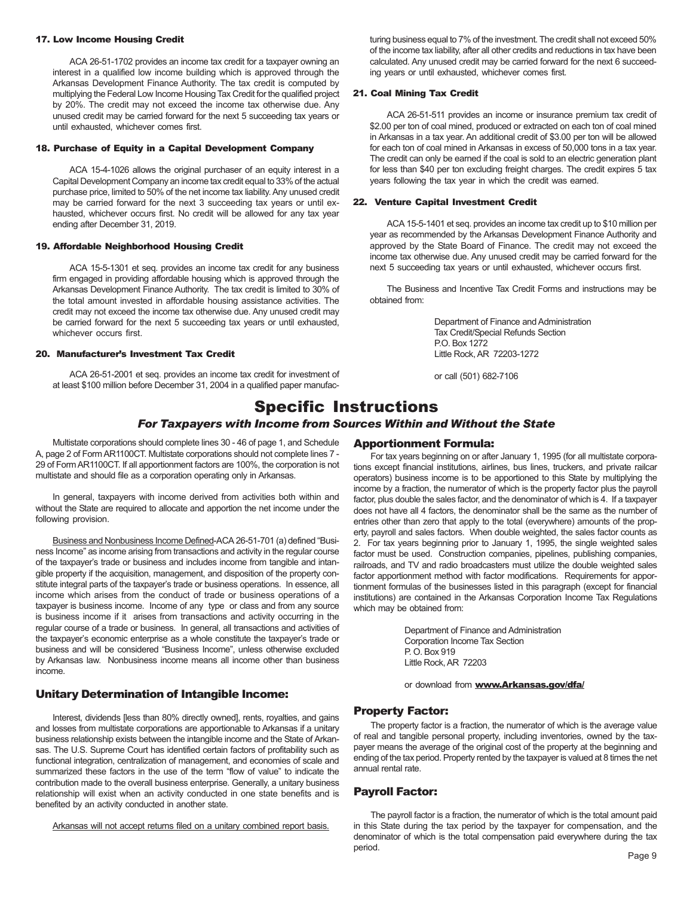#### 17. Low Income Housing Credit

ACA 26-51-1702 provides an income tax credit for a taxpayer owning an interest in a qualified low income building which is approved through the Arkansas Development Finance Authority. The tax credit is computed by multiplying the Federal Low Income Housing Tax Credit for the qualified project by 20%. The credit may not exceed the income tax otherwise due. Any unused credit may be carried forward for the next 5 succeeding tax years or until exhausted, whichever comes first.

#### 18. Purchase of Equity in a Capital Development Company

ACA 15-4-1026 allows the original purchaser of an equity interest in a Capital Development Company an income tax credit equal to 33% of the actual purchase price, limited to 50% of the net income tax liability. Any unused credit may be carried forward for the next 3 succeeding tax years or until exhausted, whichever occurs first. No credit will be allowed for any tax year ending after December 31, 2019.

#### 19. Affordable Neighborhood Housing Credit

ACA 15-5-1301 et seq. provides an income tax credit for any business firm engaged in providing affordable housing which is approved through the Arkansas Development Finance Authority. The tax credit is limited to 30% of the total amount invested in affordable housing assistance activities. The credit may not exceed the income tax otherwise due. Any unused credit may be carried forward for the next 5 succeeding tax years or until exhausted, whichever occurs first.

#### 20. Manufacturer's Investment Tax Credit

ACA 26-51-2001 et seq. provides an income tax credit for investment of at least $100 million before December 31, 2004 in a qualified paper manufacturing business equal to 7% of the investment. The credit shall not exceed 50% of the income tax liability, after all other credits and reductions in tax have been calculated. Any unused credit may be carried forward for the next 6 succeeding years or until exhausted, whichever comes first.

#### 21. Coal Mining Tax Credit

ACA 26-51-511 provides an income or insurance premium tax credit of $2.00 per ton of coal mined, produced or extracted on each ton of coal mined in Arkansas in a tax year. An additional credit of $3.00 per ton will be allowed for each ton of coal mined in Arkansas in excess of 50,000 tons in a tax year. The credit can only be earned if the coal is sold to an electric generation plant for less than $40 per ton excluding freight charges. The credit expires 5 tax years following the tax year in which the credit was earned.

#### 22. Venture Capital Investment Credit

ACA 15-5-1401 et seq. provides an income tax credit up to $10 million per year as recommended by the Arkansas Development Finance Authority and approved by the State Board of Finance. The credit may not exceed the income tax otherwise due. Any unused credit may be carried forward for the next 5 succeeding tax years or until exhausted, whichever occurs first.

The Business and Incentive Tax Credit Forms and instructions may be obtained from:

Department of Finance and Administration
Tax Credit/Special Refunds Section
P.O. Box 1272
Little Rock, AR 72203-1272

or call (501) 682-7106

# Specific Instructions

## *For Taxpayers with Income from Sources Within and Without the State*

Multistate corporations should complete lines 30 - 46 of page 1, and Schedule A, page 2 of Form AR1100CT. Multistate corporations should not complete lines 7 - 29 of Form AR1100CT. If all apportionment factors are 100%, the corporation is not multistate and should file as a corporation operating only in Arkansas.

In general, taxpayers with income derived from activities both within and without the State are required to allocate and apportion the net income under the following provision.

Business and Nonbusiness Income Defined-ACA 26-51-701 (a) defined "Business Income" as income arising from transactions and activity in the regular course of the taxpayer's trade or business and includes income from tangible and intangible property if the acquisition, management, and disposition of the property constitute integral parts of the taxpayer's trade or business operations. In essence, all income which arises from the conduct of trade or business operations of a taxpayer is business income. Income of any type or class and from any source is business income if it arises from transactions and activity occurring in the regular course of a trade or business. In general, all transactions and activities of the taxpayer's economic enterprise as a whole constitute the taxpayer's trade or business and will be considered "Business Income", unless otherwise excluded by Arkansas law. Nonbusiness income means all income other than business income.

### Unitary Determination of Intangible Income:

Interest, dividends [less than 80% directly owned], rents, royalties, and gains and losses from multistate corporations are apportionable to Arkansas if a unitary business relationship exists between the intangible income and the State of Arkansas. The U.S. Supreme Court has identified certain factors of profitability such as functional integration, centralization of management, and economies of scale and summarized these factors in the use of the term "flow of value" to indicate the contribution made to the overall business enterprise. Generally, a unitary business relationship will exist when an activity conducted in one state benefits and is benefited by an activity conducted in another state.

Arkansas will not accept returns filed on a unitary combined report basis.

### Apportionment Formula:

For tax years beginning on or after January 1, 1995 (for all multistate corporations except financial institutions, airlines, bus lines, truckers, and private railcar operators) business income is to be apportioned to this State by multiplying the income by a fraction, the numerator of which is the property factor plus the payroll factor, plus double the sales factor, and the denominator of which is 4. If a taxpayer does not have all 4 factors, the denominator shall be the same as the number of entries other than zero that apply to the total (everywhere) amounts of the property, payroll and sales factors. When double weighted, the sales factor counts as 2. For tax years beginning prior to January 1, 1995, the single weighted sales factor must be used. Construction companies, pipelines, publishing companies, railroads, and TV and radio broadcasters must utilize the double weighted sales factor apportionment method with factor modifications. Requirements for apportionment formulas of the businesses listed in this paragraph (except for financial institutions) are contained in the Arkansas Corporation Income Tax Regulations which may be obtained from:

Department of Finance and Administration
Corporation Income Tax Section
P. O. Box 919
Little Rock, AR 72203

or download from **www.Arkansas.gov/dfa/**

### Property Factor:

The property factor is a fraction, the numerator of which is the average value of real and tangible personal property, including inventories, owned by the taxpayer means the average of the original cost of the property at the beginning and ending of the tax period. Property rented by the taxpayer is valued at 8 times the net annual rental rate.

### Payroll Factor:

The payroll factor is a fraction, the numerator of which is the total amount paid in this State during the tax period by the taxpayer for compensation, and the denominator of which is the total compensation paid everywhere during the tax period.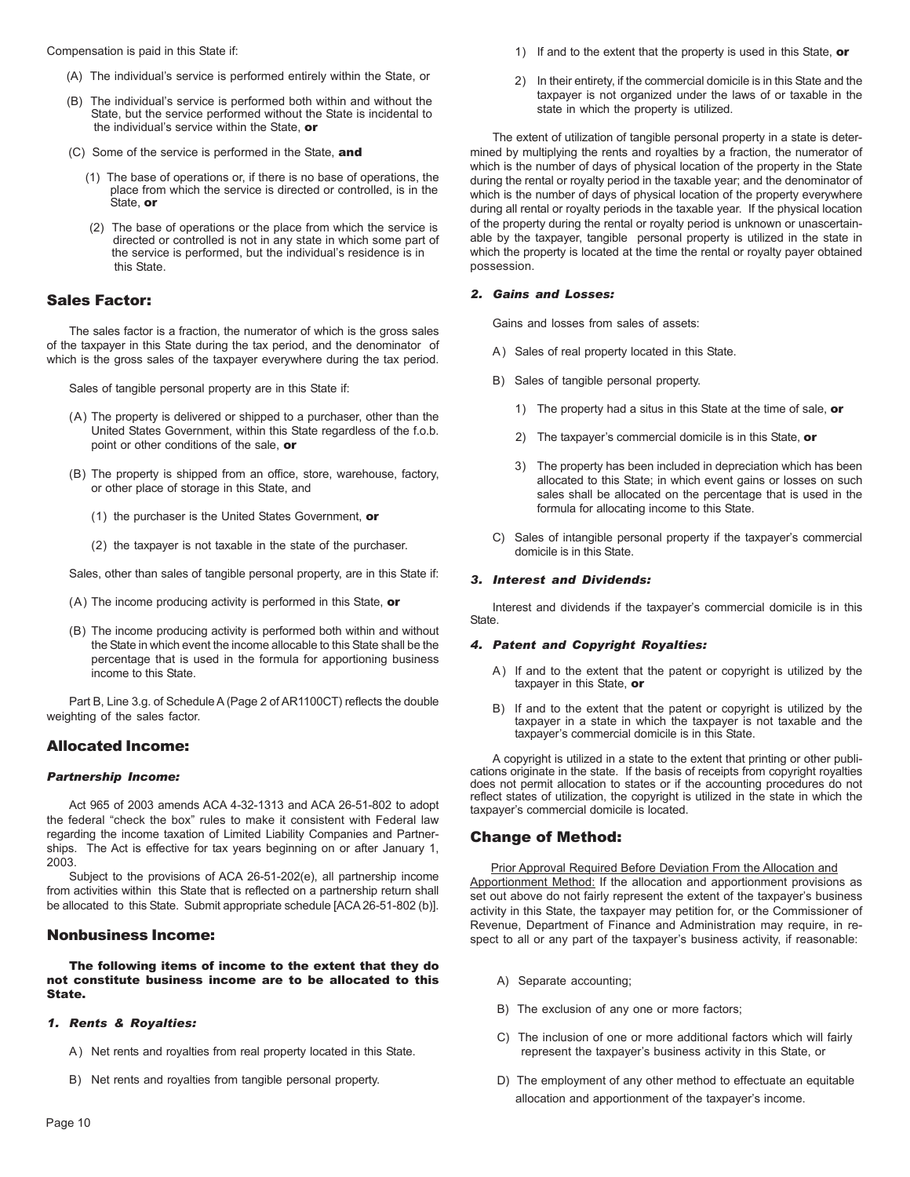Compensation is paid in this State if:

(A) The individual's service is performed entirely within the State, or

(B) The individual's service is performed both within and without the State, but the service performed without the State is incidental to the individual's service within the State, **or**

(C) Some of the service is performed in the State, **and**

(1) The base of operations or, if there is no base of operations, the place from which the service is directed or controlled, is in the State, **or**

(2) The base of operations or the place from which the service is directed or controlled is not in any state in which some part of the service is performed, but the individual's residence is in this State.

## Sales Factor:

The sales factor is a fraction, the numerator of which is the gross sales of the taxpayer in this State during the tax period, and the denominator of which is the gross sales of the taxpayer everywhere during the tax period.

Sales of tangible personal property are in this State if:

(A) The property is delivered or shipped to a purchaser, other than the United States Government, within this State regardless of the f.o.b. point or other conditions of the sale, **or**

(B) The property is shipped from an office, store, warehouse, factory, or other place of storage in this State, and

(1) the purchaser is the United States Government, **or**

(2) the taxpayer is not taxable in the state of the purchaser.

Sales, other than sales of tangible personal property, are in this State if:

(A) The income producing activity is performed in this State, **or**

(B) The income producing activity is performed both within and without the State in which event the income allocable to this State shall be the percentage that is used in the formula for apportioning business income to this State.

Part B, Line 3.g. of Schedule A (Page 2 of AR1100CT) reflects the double weighting of the sales factor.

## Allocated Income:

### *Partnership Income:*

Act 965 of 2003 amends ACA 4-32-1313 and ACA 26-51-802 to adopt the federal "check the box" rules to make it consistent with Federal law regarding the income taxation of Limited Liability Companies and Partnerships. The Act is effective for tax years beginning on or after January 1, 2003.

Subject to the provisions of ACA 26-51-202(e), all partnership income from activities within this State that is reflected on a partnership return shall be allocated to this State. Submit appropriate schedule [ACA 26-51-802 (b)].

## Nonbusiness Income:

**The following items of income to the extent that they do not constitute business income are to be allocated to this State.**

### *1. Rents & Royalties:*

A) Net rents and royalties from real property located in this State.

B) Net rents and royalties from tangible personal property.

1) If and to the extent that the property is used in this State, **or**

2) In their entirety, if the commercial domicile is in this State and the taxpayer is not organized under the laws of or taxable in the state in which the property is utilized.

The extent of utilization of tangible personal property in a state is determined by multiplying the rents and royalties by a fraction, the numerator of which is the number of days of physical location of the property in the State during the rental or royalty period in the taxable year; and the denominator of which is the number of days of physical location of the property everywhere during all rental or royalty periods in the taxable year. If the physical location of the property during the rental or royalty period is unknown or unascertainable by the taxpayer, tangible personal property is utilized in the state in which the property is located at the time the rental or royalty payer obtained possession.

### *2. Gains and Losses:*

Gains and losses from sales of assets:

A) Sales of real property located in this State.

B) Sales of tangible personal property.

1) The property had a situs in this State at the time of sale, **or**

2) The taxpayer's commercial domicile is in this State, **or**

3) The property has been included in depreciation which has been allocated to this State; in which event gains or losses on such sales shall be allocated on the percentage that is used in the formula for allocating income to this State.

C) Sales of intangible personal property if the taxpayer's commercial domicile is in this State.

### *3. Interest and Dividends:*

Interest and dividends if the taxpayer's commercial domicile is in this State.

### *4. Patent and Copyright Royalties:*

A) If and to the extent that the patent or copyright is utilized by the taxpayer in this State, **or**

B) If and to the extent that the patent or copyright is utilized by the taxpayer in a state in which the taxpayer is not taxable and the taxpayer's commercial domicile is in this State.

A copyright is utilized in a state to the extent that printing or other publications originate in the state. If the basis of receipts from copyright royalties does not permit allocation to states or if the accounting procedures do not reflect states of utilization, the copyright is utilized in the state in which the taxpayer's commercial domicile is located.

## Change of Method:

Prior Approval Required Before Deviation From the Allocation and Apportionment Method: If the allocation and apportionment provisions as set out above do not fairly represent the extent of the taxpayer's business activity in this State, the taxpayer may petition for, or the Commissioner of Revenue, Department of Finance and Administration may require, in respect to all or any part of the taxpayer's business activity, if reasonable:

A) Separate accounting;

B) The exclusion of any one or more factors;

C) The inclusion of one or more additional factors which will fairly represent the taxpayer's business activity in this State, or

D) The employment of any other method to effectuate an equitable allocation and apportionment of the taxpayer's income.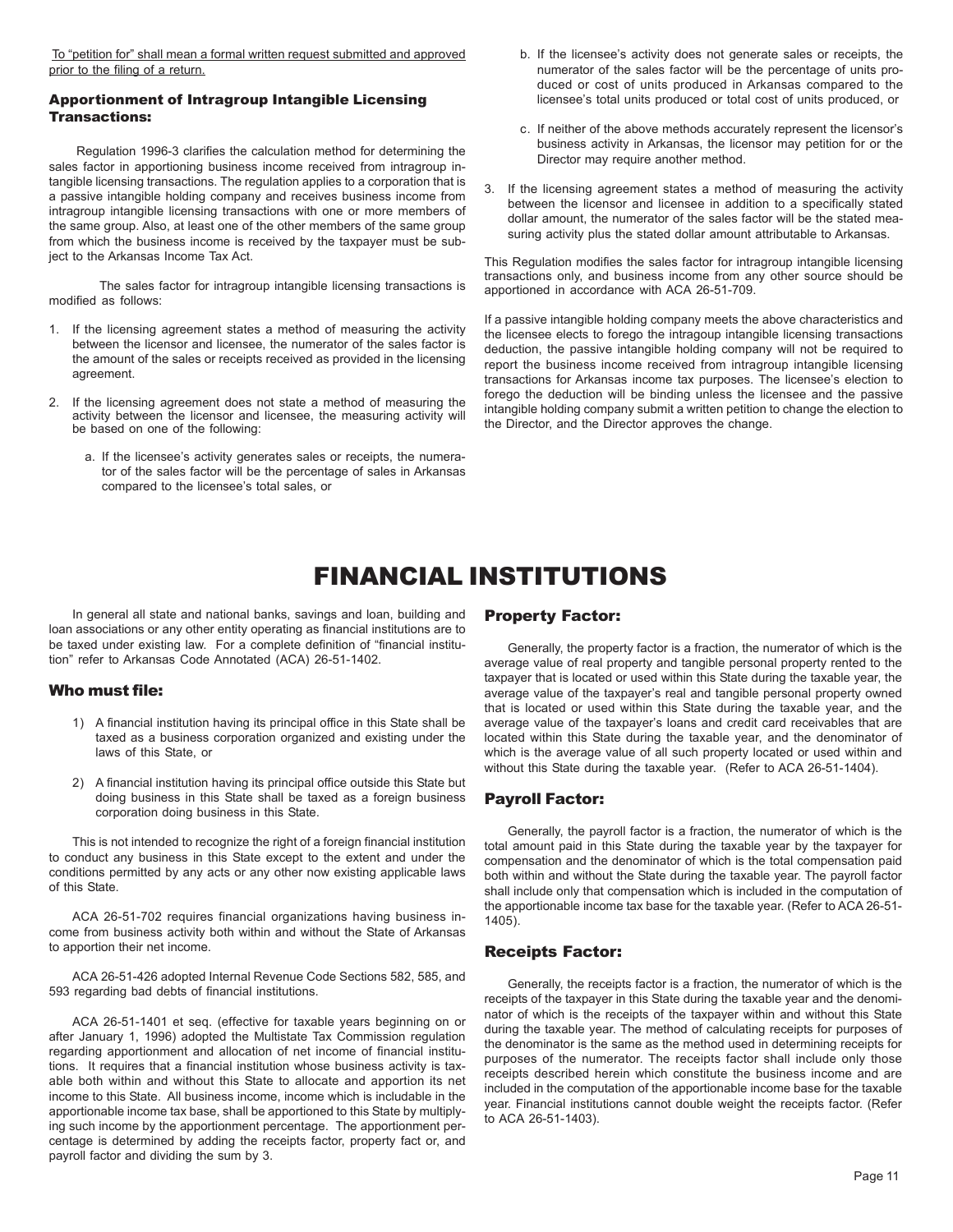To "petition for" shall mean a formal written request submitted and approved prior to the filing of a return.

### Apportionment of Intragroup Intangible Licensing Transactions:

Regulation 1996-3 clarifies the calculation method for determining the sales factor in apportioning business income received from intragroup intangible licensing transactions. The regulation applies to a corporation that is a passive intangible holding company and receives business income from intragroup intangible licensing transactions with one or more members of the same group. Also, at least one of the other members of the same group from which the business income is received by the taxpayer must be subject to the Arkansas Income Tax Act.

The sales factor for intragroup intangible licensing transactions is modified as follows:

1. If the licensing agreement states a method of measuring the activity between the licensor and licensee, the numerator of the sales factor is the amount of the sales or receipts received as provided in the licensing agreement.

2. If the licensing agreement does not state a method of measuring the activity between the licensor and licensee, the measuring activity will be based on one of the following:

   a. If the licensee's activity generates sales or receipts, the numerator of the sales factor will be the percentage of sales in Arkansas compared to the licensee's total sales, or

   b. If the licensee's activity does not generate sales or receipts, the numerator of the sales factor will be the percentage of units produced or cost of units produced in Arkansas compared to the licensee's total units produced or total cost of units produced, or

   c. If neither of the above methods accurately represent the licensor's business activity in Arkansas, the licensor may petition for or the Director may require another method.

3. If the licensing agreement states a method of measuring the activity between the licensor and licensee in addition to a specifically stated dollar amount, the numerator of the sales factor will be the stated measuring activity plus the stated dollar amount attributable to Arkansas.

This Regulation modifies the sales factor for intragroup intangible licensing transactions only, and business income from any other source should be apportioned in accordance with ACA 26-51-709.

If a passive intangible holding company meets the above characteristics and the licensee elects to forego the intragoup intangible licensing transactions deduction, the passive intangible holding company will not be required to report the business income received from intragroup intangible licensing transactions for Arkansas income tax purposes. The licensee's election to forego the deduction will be binding unless the licensee and the passive intangible holding company submit a written petition to change the election to the Director, and the Director approves the change.

# FINANCIAL INSTITUTIONS

In general all state and national banks, savings and loan, building and loan associations or any other entity operating as financial institutions are to be taxed under existing law. For a complete definition of "financial institution" refer to Arkansas Code Annotated (ACA) 26-51-1402.

### Who must file:

1) A financial institution having its principal office in this State shall be taxed as a business corporation organized and existing under the laws of this State, or

2) A financial institution having its principal office outside this State but doing business in this State shall be taxed as a foreign business corporation doing business in this State.

This is not intended to recognize the right of a foreign financial institution to conduct any business in this State except to the extent and under the conditions permitted by any acts or any other now existing applicable laws of this State.

ACA 26-51-702 requires financial organizations having business income from business activity both within and without the State of Arkansas to apportion their net income.

ACA 26-51-426 adopted Internal Revenue Code Sections 582, 585, and 593 regarding bad debts of financial institutions.

ACA 26-51-1401 et seq. (effective for taxable years beginning on or after January 1, 1996) adopted the Multistate Tax Commission regulation regarding apportionment and allocation of net income of financial institutions. It requires that a financial institution whose business activity is taxable both within and without this State to allocate and apportion its net income to this State. All business income, income which is includable in the apportionable income tax base, shall be apportioned to this State by multiplying such income by the apportionment percentage. The apportionment percentage is determined by adding the receipts factor, property fact or, and payroll factor and dividing the sum by 3.

### Property Factor:

Generally, the property factor is a fraction, the numerator of which is the average value of real property and tangible personal property rented to the taxpayer that is located or used within this State during the taxable year, the average value of the taxpayer's real and tangible personal property owned that is located or used within this State during the taxable year, and the average value of the taxpayer's loans and credit card receivables that are located within this State during the taxable year, and the denominator of which is the average value of all such property located or used within and without this State during the taxable year. (Refer to ACA 26-51-1404).

### Payroll Factor:

Generally, the payroll factor is a fraction, the numerator of which is the total amount paid in this State during the taxable year by the taxpayer for compensation and the denominator of which is the total compensation paid both within and without the State during the taxable year. The payroll factor shall include only that compensation which is included in the computation of the apportionable income tax base for the taxable year. (Refer to ACA 26-51-1405).

### Receipts Factor:

Generally, the receipts factor is a fraction, the numerator of which is the receipts of the taxpayer in this State during the taxable year and the denominator of which is the receipts of the taxpayer within and without this State during the taxable year. The method of calculating receipts for purposes of the denominator is the same as the method used in determining receipts for purposes of the numerator. The receipts factor shall include only those receipts described herein which constitute the business income and are included in the computation of the apportionable income base for the taxable year. Financial institutions cannot double weight the receipts factor. (Refer to ACA 26-51-1403).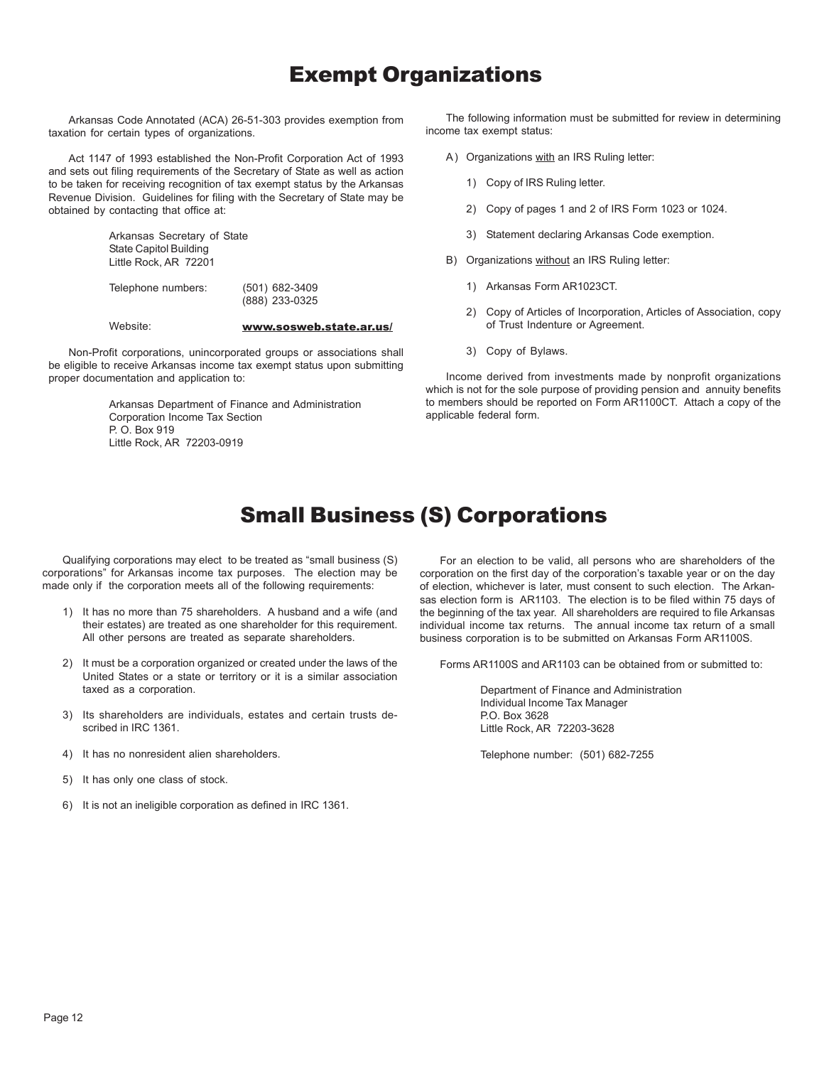# Exempt Organizations

Arkansas Code Annotated (ACA) 26-51-303 provides exemption from taxation for certain types of organizations.

Act 1147 of 1993 established the Non-Profit Corporation Act of 1993 and sets out filing requirements of the Secretary of State as well as action to be taken for receiving recognition of tax exempt status by the Arkansas Revenue Division. Guidelines for filing with the Secretary of State may be obtained by contacting that office at:

Arkansas Secretary of State
State Capitol Building
Little Rock, AR 72201

Telephone numbers: (501) 682-3409
(888) 233-0325

Website: **www.sosweb.state.ar.us/**

Non-Profit corporations, unincorporated groups or associations shall be eligible to receive Arkansas income tax exempt status upon submitting proper documentation and application to:

Arkansas Department of Finance and Administration
Corporation Income Tax Section
P. O. Box 919
Little Rock, AR 72203-0919

The following information must be submitted for review in determining income tax exempt status:

A) Organizations with an IRS Ruling letter:

1) Copy of IRS Ruling letter.
2) Copy of pages 1 and 2 of IRS Form 1023 or 1024.
3) Statement declaring Arkansas Code exemption.

B) Organizations without an IRS Ruling letter:

1) Arkansas Form AR1023CT.
2) Copy of Articles of Incorporation, Articles of Association, copy of Trust Indenture or Agreement.
3) Copy of Bylaws.

Income derived from investments made by nonprofit organizations which is not for the sole purpose of providing pension and annuity benefits to members should be reported on Form AR1100CT. Attach a copy of the applicable federal form.

# Small Business (S) Corporations

Qualifying corporations may elect to be treated as "small business (S) corporations" for Arkansas income tax purposes. The election may be made only if the corporation meets all of the following requirements:

1) It has no more than 75 shareholders. A husband and a wife (and their estates) are treated as one shareholder for this requirement. All other persons are treated as separate shareholders.
2) It must be a corporation organized or created under the laws of the United States or a state or territory or it is a similar association taxed as a corporation.
3) Its shareholders are individuals, estates and certain trusts described in IRC 1361.
4) It has no nonresident alien shareholders.
5) It has only one class of stock.
6) It is not an ineligible corporation as defined in IRC 1361.

For an election to be valid, all persons who are shareholders of the corporation on the first day of the corporation's taxable year or on the day of election, whichever is later, must consent to such election. The Arkansas election form is AR1103. The election is to be filed within 75 days of the beginning of the tax year. All shareholders are required to file Arkansas individual income tax returns. The annual income tax return of a small business corporation is to be submitted on Arkansas Form AR1100S.

Forms AR1100S and AR1103 can be obtained from or submitted to:

Department of Finance and Administration
Individual Income Tax Manager
P.O. Box 3628
Little Rock, AR 72203-3628

Telephone number: (501) 682-7255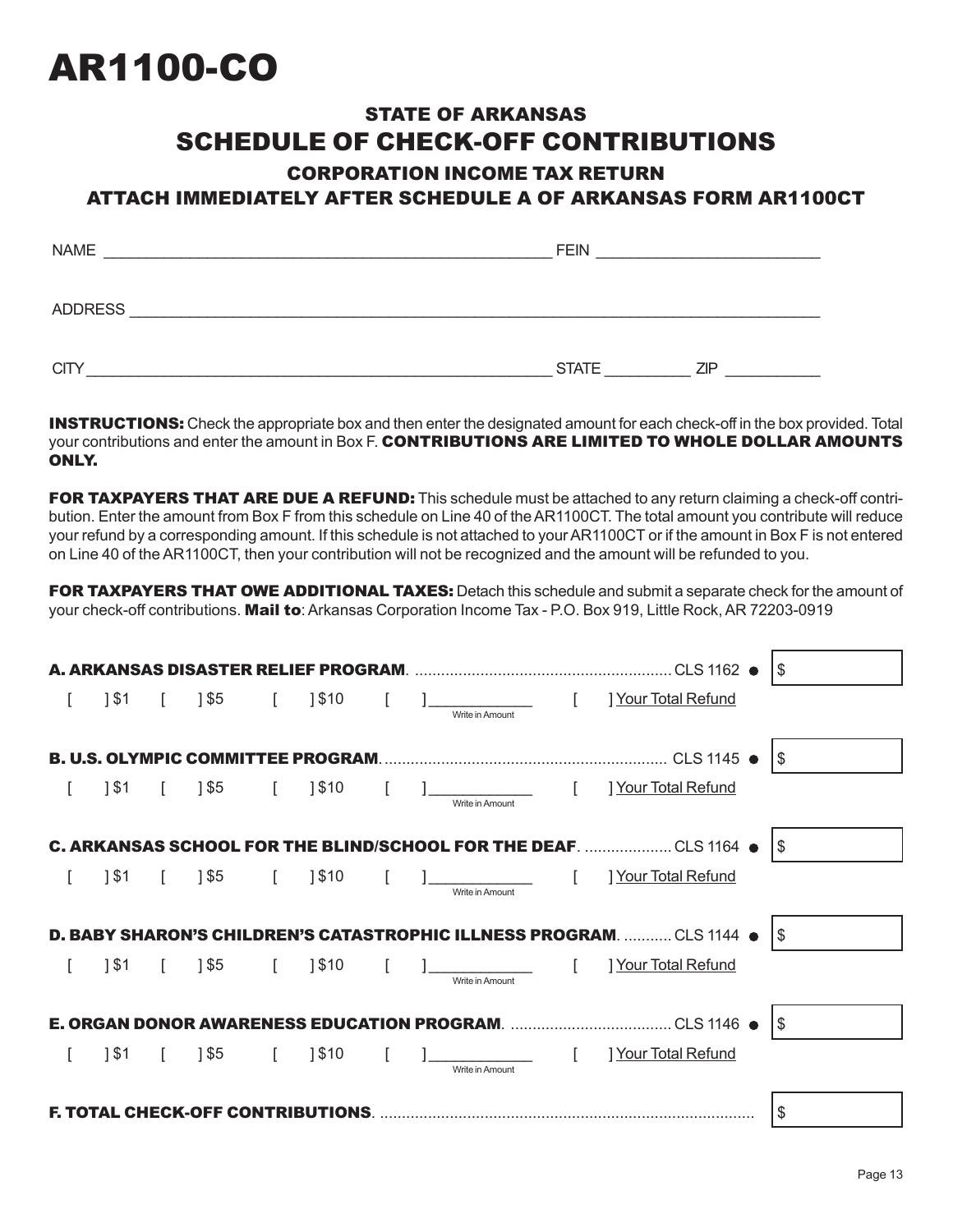# AR1100-CO

## STATE OF ARKANSAS

## SCHEDULE OF CHECK-OFF CONTRIBUTIONS

### CORPORATION INCOME TAX RETURN

### ATTACH IMMEDIATELY AFTER SCHEDULE A OF ARKANSAS FORM AR1100CT

NAME _______________________________________________ FEIN ________________________

ADDRESS ________________________________________________________________________

CITY _________________________________________________ STATE __________ ZIP ___________

**INSTRUCTIONS:** Check the appropriate box and then enter the designated amount for each check-off in the box provided. Total your contributions and enter the amount in Box F. **CONTRIBUTIONS ARE LIMITED TO WHOLE DOLLAR AMOUNTS ONLY.**

**FOR TAXPAYERS THAT ARE DUE A REFUND:** This schedule must be attached to any return claiming a check-off contribution. Enter the amount from Box F from this schedule on Line 40 of the AR1100CT. The total amount you contribute will reduce your refund by a corresponding amount. If this schedule is not attached to your AR1100CT or if the amount in Box F is not entered on Line 40 of the AR1100CT, then your contribution will not be recognized and the amount will be refunded to you.

**FOR TAXPAYERS THAT OWE ADDITIONAL TAXES:** Detach this schedule and submit a separate check for the amount of your check-off contributions. **Mail to**: Arkansas Corporation Income Tax - P.O. Box 919, Little Rock, AR 72203-0919

**A. ARKANSAS DISASTER RELIEF PROGRAM**. .......................................................... CLS 1162 ● $ ______

[ ] $1 [ ] $5 [ ] $10 [ ] ____________ (Write in Amount) [ ] Your Total Refund

**B. U.S. OLYMPIC COMMITTEE PROGRAM**. ................................................................ CLS 1145 ● $ ______

[ ] $1 [ ] $5 [ ] $10 [ ] ____________ (Write in Amount) [ ] Your Total Refund

**C. ARKANSAS SCHOOL FOR THE BLIND/SCHOOL FOR THE DEAF**. .................... CLS 1164 ● $ ______

[ ] $1 [ ] $5 [ ] $10 [ ] ____________ (Write in Amount) [ ] Your Total Refund

**D. BABY SHARON'S CHILDREN'S CATASTROPHIC ILLNESS PROGRAM**. ........... CLS 1144 ● $ ______

[ ] $1 [ ] $5 [ ] $10 [ ] ____________ (Write in Amount) [ ] Your Total Refund

**E. ORGAN DONOR AWARENESS EDUCATION PROGRAM**. .................................... CLS 1146 ● $ ______

[ ] $1 [ ] $5 [ ] $10 [ ] ____________ (Write in Amount) [ ] Your Total Refund

**F. TOTAL CHECK-OFF CONTRIBUTIONS**. .................................................................................... $ ______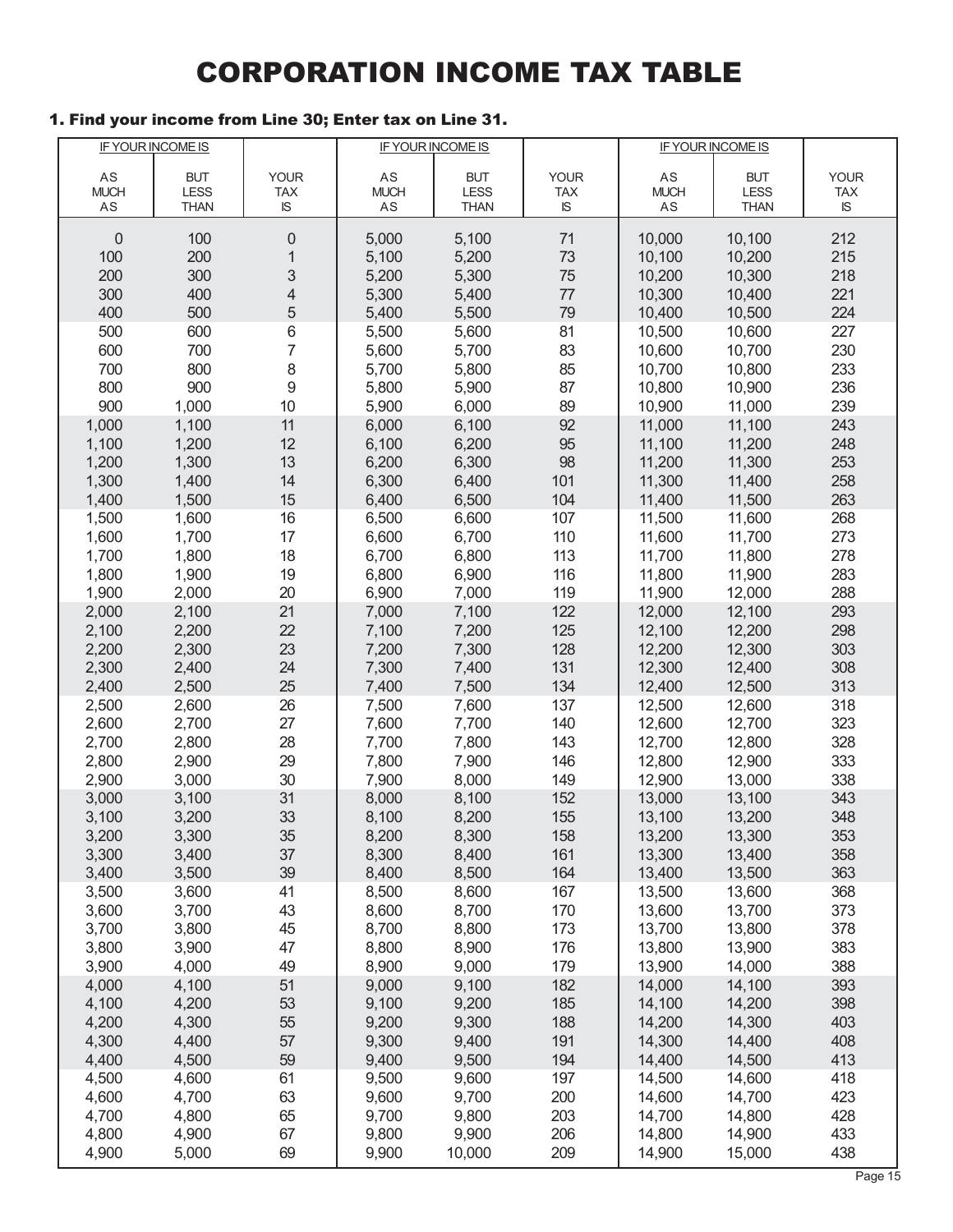# CORPORATION INCOME TAX TABLE

**1. Find your income from Line 30; Enter tax on Line 31.**

| IF YOUR INCOME IS | | | IF YOUR INCOME IS | | | IF YOUR INCOME IS | | |
|---|---|---|---|---|---|---|---|---|
| AS MUCH AS | BUT LESS THAN | YOUR TAX IS | AS MUCH AS | BUT LESS THAN | YOUR TAX IS | AS MUCH AS | BUT LESS THAN | YOUR TAX IS |
| 0 | 100 | 0 | 5,000 | 5,100 | 71 | 10,000 | 10,100 | 212 |
| 100 | 200 | 1 | 5,100 | 5,200 | 73 | 10,100 | 10,200 | 215 |
| 200 | 300 | 3 | 5,200 | 5,300 | 75 | 10,200 | 10,300 | 218 |
| 300 | 400 | 4 | 5,300 | 5,400 | 77 | 10,300 | 10,400 | 221 |
| 400 | 500 | 5 | 5,400 | 5,500 | 79 | 10,400 | 10,500 | 224 |
| 500 | 600 | 6 | 5,500 | 5,600 | 81 | 10,500 | 10,600 | 227 |
| 600 | 700 | 7 | 5,600 | 5,700 | 83 | 10,600 | 10,700 | 230 |
| 700 | 800 | 8 | 5,700 | 5,800 | 85 | 10,700 | 10,800 | 233 |
| 800 | 900 | 9 | 5,800 | 5,900 | 87 | 10,800 | 10,900 | 236 |
| 900 | 1,000 | 10 | 5,900 | 6,000 | 89 | 10,900 | 11,000 | 239 |
| 1,000 | 1,100 | 11 | 6,000 | 6,100 | 92 | 11,000 | 11,100 | 243 |
| 1,100 | 1,200 | 12 | 6,100 | 6,200 | 95 | 11,100 | 11,200 | 248 |
| 1,200 | 1,300 | 13 | 6,200 | 6,300 | 98 | 11,200 | 11,300 | 253 |
| 1,300 | 1,400 | 14 | 6,300 | 6,400 | 101 | 11,300 | 11,400 | 258 |
| 1,400 | 1,500 | 15 | 6,400 | 6,500 | 104 | 11,400 | 11,500 | 263 |
| 1,500 | 1,600 | 16 | 6,500 | 6,600 | 107 | 11,500 | 11,600 | 268 |
| 1,600 | 1,700 | 17 | 6,600 | 6,700 | 110 | 11,600 | 11,700 | 273 |
| 1,700 | 1,800 | 18 | 6,700 | 6,800 | 113 | 11,700 | 11,800 | 278 |
| 1,800 | 1,900 | 19 | 6,800 | 6,900 | 116 | 11,800 | 11,900 | 283 |
| 1,900 | 2,000 | 20 | 6,900 | 7,000 | 119 | 11,900 | 12,000 | 288 |
| 2,000 | 2,100 | 21 | 7,000 | 7,100 | 122 | 12,000 | 12,100 | 293 |
| 2,100 | 2,200 | 22 | 7,100 | 7,200 | 125 | 12,100 | 12,200 | 298 |
| 2,200 | 2,300 | 23 | 7,200 | 7,300 | 128 | 12,200 | 12,300 | 303 |
| 2,300 | 2,400 | 24 | 7,300 | 7,400 | 131 | 12,300 | 12,400 | 308 |
| 2,400 | 2,500 | 25 | 7,400 | 7,500 | 134 | 12,400 | 12,500 | 313 |
| 2,500 | 2,600 | 26 | 7,500 | 7,600 | 137 | 12,500 | 12,600 | 318 |
| 2,600 | 2,700 | 27 | 7,600 | 7,700 | 140 | 12,600 | 12,700 | 323 |
| 2,700 | 2,800 | 28 | 7,700 | 7,800 | 143 | 12,700 | 12,800 | 328 |
| 2,800 | 2,900 | 29 | 7,800 | 7,900 | 146 | 12,800 | 12,900 | 333 |
| 2,900 | 3,000 | 30 | 7,900 | 8,000 | 149 | 12,900 | 13,000 | 338 |
| 3,000 | 3,100 | 31 | 8,000 | 8,100 | 152 | 13,000 | 13,100 | 343 |
| 3,100 | 3,200 | 33 | 8,100 | 8,200 | 155 | 13,100 | 13,200 | 348 |
| 3,200 | 3,300 | 35 | 8,200 | 8,300 | 158 | 13,200 | 13,300 | 353 |
| 3,300 | 3,400 | 37 | 8,300 | 8,400 | 161 | 13,300 | 13,400 | 358 |
| 3,400 | 3,500 | 39 | 8,400 | 8,500 | 164 | 13,400 | 13,500 | 363 |
| 3,500 | 3,600 | 41 | 8,500 | 8,600 | 167 | 13,500 | 13,600 | 368 |
| 3,600 | 3,700 | 43 | 8,600 | 8,700 | 170 | 13,600 | 13,700 | 373 |
| 3,700 | 3,800 | 45 | 8,700 | 8,800 | 173 | 13,700 | 13,800 | 378 |
| 3,800 | 3,900 | 47 | 8,800 | 8,900 | 176 | 13,800 | 13,900 | 383 |
| 3,900 | 4,000 | 49 | 8,900 | 9,000 | 179 | 13,900 | 14,000 | 388 |
| 4,000 | 4,100 | 51 | 9,000 | 9,100 | 182 | 14,000 | 14,100 | 393 |
| 4,100 | 4,200 | 53 | 9,100 | 9,200 | 185 | 14,100 | 14,200 | 398 |
| 4,200 | 4,300 | 55 | 9,200 | 9,300 | 188 | 14,200 | 14,300 | 403 |
| 4,300 | 4,400 | 57 | 9,300 | 9,400 | 191 | 14,300 | 14,400 | 408 |
| 4,400 | 4,500 | 59 | 9,400 | 9,500 | 194 | 14,400 | 14,500 | 413 |
| 4,500 | 4,600 | 61 | 9,500 | 9,600 | 197 | 14,500 | 14,600 | 418 |
| 4,600 | 4,700 | 63 | 9,600 | 9,700 | 200 | 14,600 | 14,700 | 423 |
| 4,700 | 4,800 | 65 | 9,700 | 9,800 | 203 | 14,700 | 14,800 | 428 |
| 4,800 | 4,900 | 67 | 9,800 | 9,900 | 206 | 14,800 | 14,900 | 433 |
| 4,900 | 5,000 | 69 | 9,900 | 10,000 | 209 | 14,900 | 15,000 | 438 |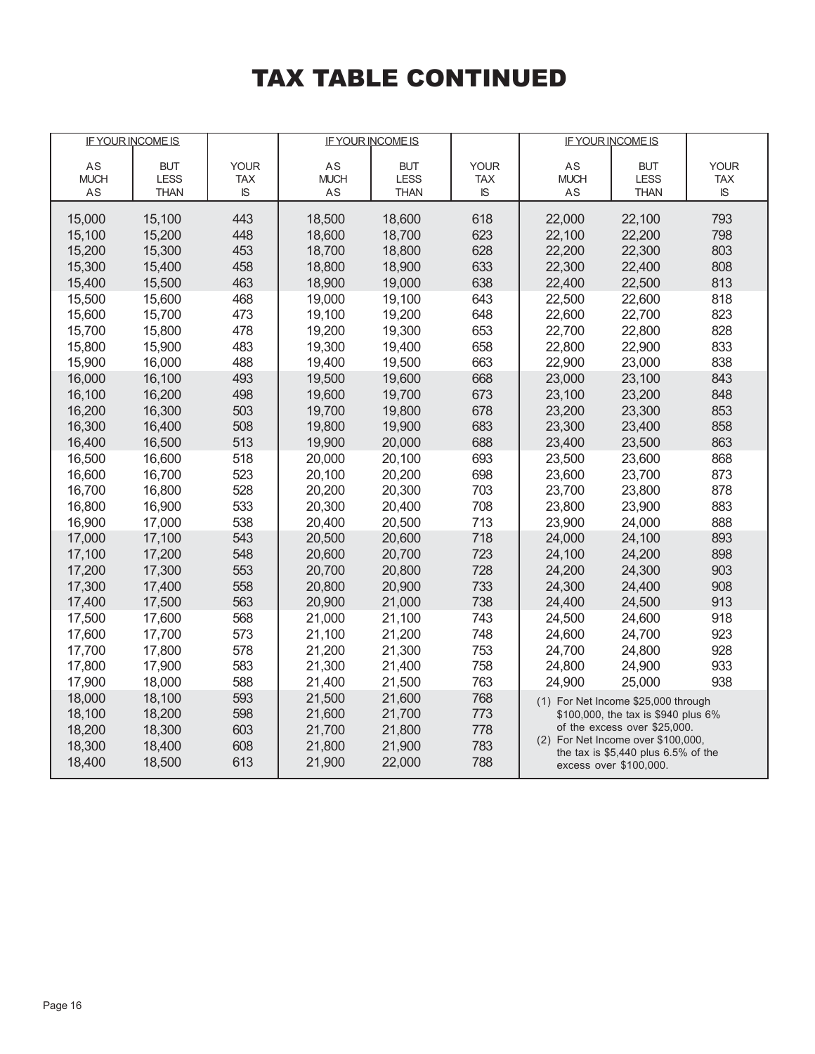# TAX TABLE CONTINUED

| IF YOUR INCOME IS | | | IF YOUR INCOME IS | | | IF YOUR INCOME IS | | |
|---|---|---|---|---|---|---|---|---|
| AS MUCH AS | BUT LESS THAN | YOUR TAX IS | AS MUCH AS | BUT LESS THAN | YOUR TAX IS | AS MUCH AS | BUT LESS THAN | YOUR TAX IS |
| 15,000 | 15,100 | 443 | 18,500 | 18,600 | 618 | 22,000 | 22,100 | 793 |
| 15,100 | 15,200 | 448 | 18,600 | 18,700 | 623 | 22,100 | 22,200 | 798 |
| 15,200 | 15,300 | 453 | 18,700 | 18,800 | 628 | 22,200 | 22,300 | 803 |
| 15,300 | 15,400 | 458 | 18,800 | 18,900 | 633 | 22,300 | 22,400 | 808 |
| 15,400 | 15,500 | 463 | 18,900 | 19,000 | 638 | 22,400 | 22,500 | 813 |
| 15,500 | 15,600 | 468 | 19,000 | 19,100 | 643 | 22,500 | 22,600 | 818 |
| 15,600 | 15,700 | 473 | 19,100 | 19,200 | 648 | 22,600 | 22,700 | 823 |
| 15,700 | 15,800 | 478 | 19,200 | 19,300 | 653 | 22,700 | 22,800 | 828 |
| 15,800 | 15,900 | 483 | 19,300 | 19,400 | 658 | 22,800 | 22,900 | 833 |
| 15,900 | 16,000 | 488 | 19,400 | 19,500 | 663 | 22,900 | 23,000 | 838 |
| 16,000 | 16,100 | 493 | 19,500 | 19,600 | 668 | 23,000 | 23,100 | 843 |
| 16,100 | 16,200 | 498 | 19,600 | 19,700 | 673 | 23,100 | 23,200 | 848 |
| 16,200 | 16,300 | 503 | 19,700 | 19,800 | 678 | 23,200 | 23,300 | 853 |
| 16,300 | 16,400 | 508 | 19,800 | 19,900 | 683 | 23,300 | 23,400 | 858 |
| 16,400 | 16,500 | 513 | 19,900 | 20,000 | 688 | 23,400 | 23,500 | 863 |
| 16,500 | 16,600 | 518 | 20,000 | 20,100 | 693 | 23,500 | 23,600 | 868 |
| 16,600 | 16,700 | 523 | 20,100 | 20,200 | 698 | 23,600 | 23,700 | 873 |
| 16,700 | 16,800 | 528 | 20,200 | 20,300 | 703 | 23,700 | 23,800 | 878 |
| 16,800 | 16,900 | 533 | 20,300 | 20,400 | 708 | 23,800 | 23,900 | 883 |
| 16,900 | 17,000 | 538 | 20,400 | 20,500 | 713 | 23,900 | 24,000 | 888 |
| 17,000 | 17,100 | 543 | 20,500 | 20,600 | 718 | 24,000 | 24,100 | 893 |
| 17,100 | 17,200 | 548 | 20,600 | 20,700 | 723 | 24,100 | 24,200 | 898 |
| 17,200 | 17,300 | 553 | 20,700 | 20,800 | 728 | 24,200 | 24,300 | 903 |
| 17,300 | 17,400 | 558 | 20,800 | 20,900 | 733 | 24,300 | 24,400 | 908 |
| 17,400 | 17,500 | 563 | 20,900 | 21,000 | 738 | 24,400 | 24,500 | 913 |
| 17,500 | 17,600 | 568 | 21,000 | 21,100 | 743 | 24,500 | 24,600 | 918 |
| 17,600 | 17,700 | 573 | 21,100 | 21,200 | 748 | 24,600 | 24,700 | 923 |
| 17,700 | 17,800 | 578 | 21,200 | 21,300 | 753 | 24,700 | 24,800 | 928 |
| 17,800 | 17,900 | 583 | 21,300 | 21,400 | 758 | 24,800 | 24,900 | 933 |
| 17,900 | 18,000 | 588 | 21,400 | 21,500 | 763 | 24,900 | 25,000 | 938 |
| 18,000 | 18,100 | 593 | 21,500 | 21,600 | 768 | | | |
| 18,100 | 18,200 | 598 | 21,600 | 21,700 | 773 | | | |
| 18,200 | 18,300 | 603 | 21,700 | 21,800 | 778 | | | |
| 18,300 | 18,400 | 608 | 21,800 | 21,900 | 783 | | | |
| 18,400 | 18,500 | 613 | 21,900 | 22,000 | 788 | | | |

(1) For Net Income $25,000 through $100,000, the tax is $940 plus 6% of the excess over $25,000.
(2) For Net Income over $100,000, the tax is $5,440 plus 6.5% of the excess over $100,000.